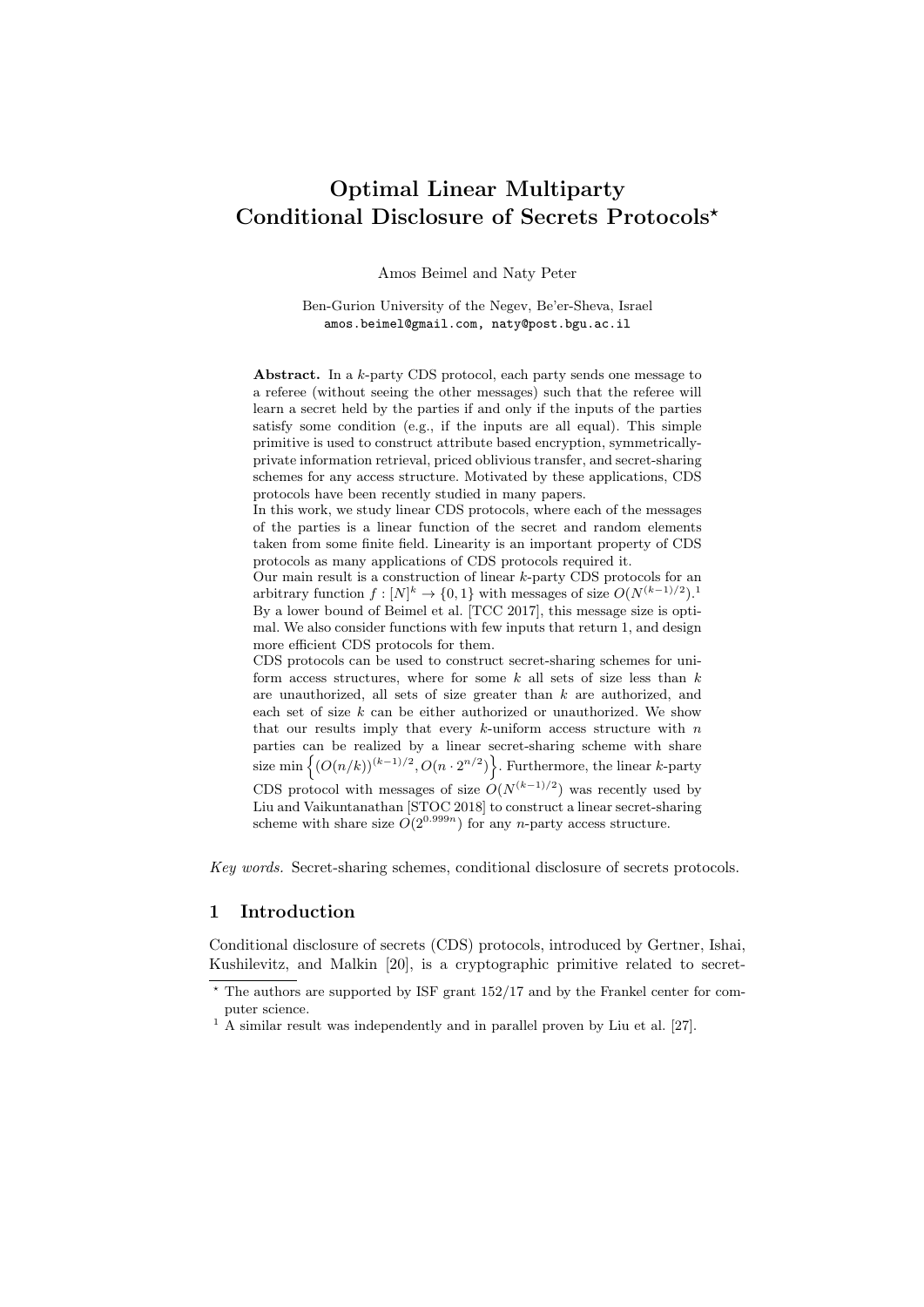# Optimal Linear Multiparty Conditional Disclosure of Secrets Protocols*

Amos Beimel and Naty Peter

Ben-Gurion University of the Negev, Be'er-Sheva, Israel
amos.beimel@gmail.com, naty@post.bgu.ac.il

**Abstract.** In a $k$-party CDS protocol, each party sends one message to a referee (without seeing the other messages) such that the referee will learn a secret held by the parties if and only if the inputs of the parties satisfy some condition (e.g., if the inputs are all equal). This simple primitive is used to construct attribute based encryption, symmetrically-private information retrieval, priced oblivious transfer, and secret-sharing schemes for any access structure. Motivated by these applications, CDS protocols have been recently studied in many papers.

In this work, we study linear CDS protocols, where each of the messages of the parties is a linear function of the secret and random elements taken from some finite field. Linearity is an important property of CDS protocols as many applications of CDS protocols required it.

Our main result is a construction of linear $k$-party CDS protocols for an arbitrary function $f : [N]^k \to \{0, 1\}$ with messages of size $O(N^{(k-1)/2})$.[1] By a lower bound of Beimel et al. [TCC 2017], this message size is optimal. We also consider functions with few inputs that return 1, and design more efficient CDS protocols for them.

CDS protocols can be used to construct secret-sharing schemes for uniform access structures, where for some $k$ all sets of size less than $k$ are unauthorized, all sets of size greater than $k$ are authorized, and each set of size $k$ can be either authorized or unauthorized. We show that our results imply that every $k$-uniform access structure with $n$ parties can be realized by a linear secret-sharing scheme with share size $\min\left\{(O(n/k))^{(k-1)/2}, O(n \cdot 2^{n/2})\right\}$. Furthermore, the linear $k$-party CDS protocol with messages of size $O(N^{(k-1)/2})$ was recently used by Liu and Vaikuntanathan [STOC 2018] to construct a linear secret-sharing scheme with share size $O(2^{0.999n})$ for any $n$-party access structure.

*Key words.* Secret-sharing schemes, conditional disclosure of secrets protocols.

## 1 Introduction

Conditional disclosure of secrets (CDS) protocols, introduced by Gertner, Ishai, Kushilevitz, and Malkin [20], is a cryptographic primitive related to secret-

---

* The authors are supported by ISF grant 152/17 and by the Frankel center for computer science.

[1] A similar result was independently and in parallel proven by Liu et al. [27].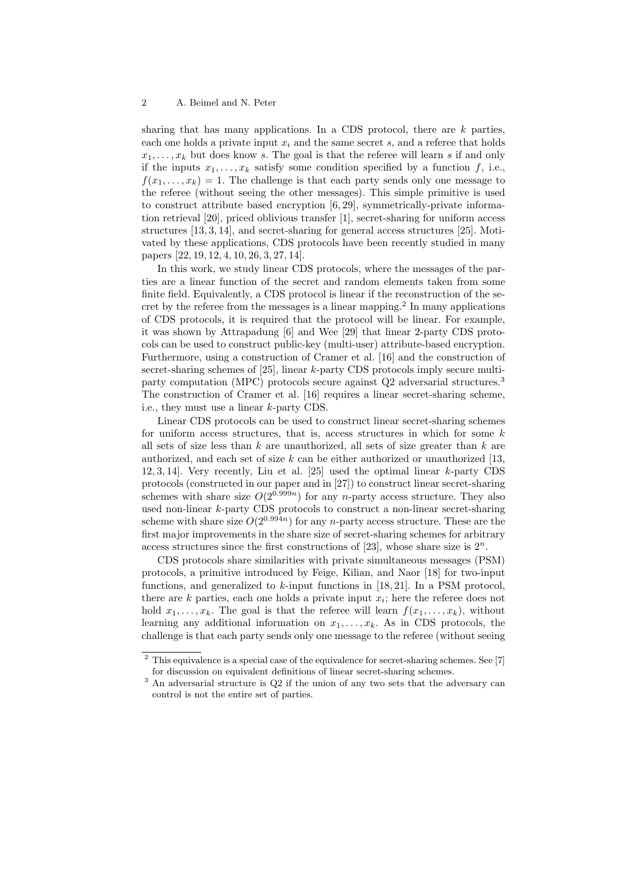sharing that has many applications. In a CDS protocol, there are $k$ parties, each one holds a private input $x_i$ and the same secret $s$, and a referee that holds $x_1, \ldots, x_k$ but does know $s$. The goal is that the referee will learn $s$ if and only if the inputs $x_1, \ldots, x_k$ satisfy some condition specified by a function $f$, i.e., $f(x_1, \ldots, x_k) = 1$. The challenge is that each party sends only one message to the referee (without seeing the other messages). This simple primitive is used to construct attribute based encryption [6, 29], symmetrically-private information retrieval [20], priced oblivious transfer [1], secret-sharing for uniform access structures [13, 3, 14], and secret-sharing for general access structures [25]. Motivated by these applications, CDS protocols have been recently studied in many papers [22, 19, 12, 4, 10, 26, 3, 27, 14].

In this work, we study linear CDS protocols, where the messages of the parties are a linear function of the secret and random elements taken from some finite field. Equivalently, a CDS protocol is linear if the reconstruction of the secret by the referee from the messages is a linear mapping.[2] In many applications of CDS protocols, it is required that the protocol will be linear. For example, it was shown by Attrapadung [6] and Wee [29] that linear 2-party CDS protocols can be used to construct public-key (multi-user) attribute-based encryption. Furthermore, using a construction of Cramer et al. [16] and the construction of secret-sharing schemes of [25], linear $k$-party CDS protocols imply secure multiparty computation (MPC) protocols secure against Q2 adversarial structures.[3] The construction of Cramer et al. [16] requires a linear secret-sharing scheme, i.e., they must use a linear $k$-party CDS.

Linear CDS protocols can be used to construct linear secret-sharing schemes for uniform access structures, that is, access structures in which for some $k$ all sets of size less than $k$ are unauthorized, all sets of size greater than $k$ are authorized, and each set of size $k$ can be either authorized or unauthorized [13, 12, 3, 14]. Very recently, Liu et al. [25] used the optimal linear $k$-party CDS protocols (constructed in our paper and in [27]) to construct linear secret-sharing schemes with share size $O(2^{0.999n})$ for any $n$-party access structure. They also used non-linear $k$-party CDS protocols to construct a non-linear secret-sharing scheme with share size $O(2^{0.994n})$ for any $n$-party access structure. These are the first major improvements in the share size of secret-sharing schemes for arbitrary access structures since the first constructions of [23], whose share size is $2^n$.

CDS protocols share similarities with private simultaneous messages (PSM) protocols, a primitive introduced by Feige, Kilian, and Naor [18] for two-input functions, and generalized to $k$-input functions in [18, 21]. In a PSM protocol, there are $k$ parties, each one holds a private input $x_i$; here the referee does not hold $x_1, \ldots, x_k$. The goal is that the referee will learn $f(x_1, \ldots, x_k)$, without learning any additional information on $x_1, \ldots, x_k$. As in CDS protocols, the challenge is that each party sends only one message to the referee (without seeing

---

[2] This equivalence is a special case of the equivalence for secret-sharing schemes. See [7] for discussion on equivalent definitions of linear secret-sharing schemes.

[3] An adversarial structure is Q2 if the union of any two sets that the adversary can control is not the entire set of parties.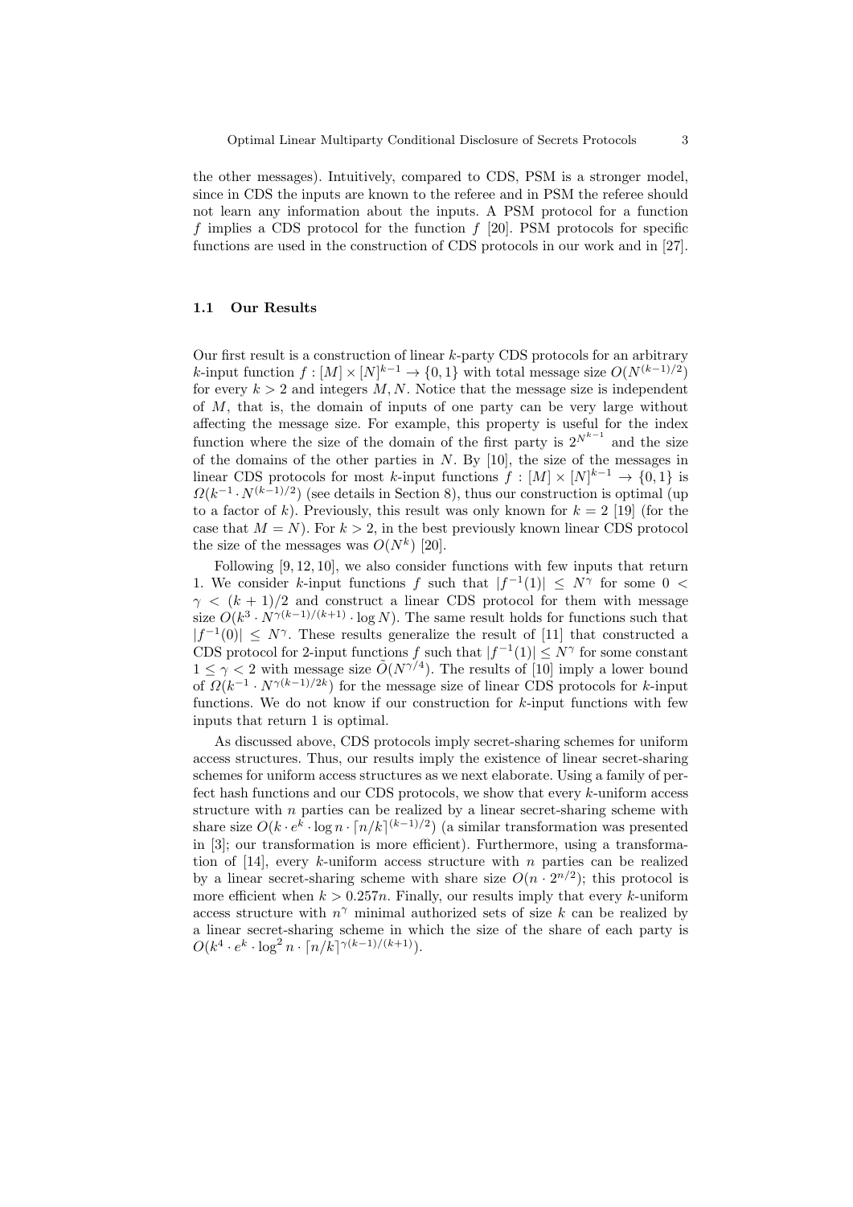the other messages). Intuitively, compared to CDS, PSM is a stronger model, since in CDS the inputs are known to the referee and in PSM the referee should not learn any information about the inputs. A PSM protocol for a function $f$ implies a CDS protocol for the function $f$ [20]. PSM protocols for specific functions are used in the construction of CDS protocols in our work and in [27].

### 1.1 Our Results

Our first result is a construction of linear $k$-party CDS protocols for an arbitrary $k$-input function $f : [M] \times [N]^{k-1} \to \{0,1\}$ with total message size $O(N^{(k-1)/2})$ for every $k > 2$ and integers $M, N$. Notice that the message size is independent of $M$, that is, the domain of inputs of one party can be very large without affecting the message size. For example, this property is useful for the index function where the size of the domain of the first party is $2^{N^{k-1}}$ and the size of the domains of the other parties in $N$. By [10], the size of the messages in linear CDS protocols for most $k$-input functions $f : [M] \times [N]^{k-1} \to \{0,1\}$ is $\Omega(k^{-1} \cdot N^{(k-1)/2})$ (see details in Section 8), thus our construction is optimal (up to a factor of $k$). Previously, this result was only known for $k = 2$ [19] (for the case that $M = N$). For $k > 2$, in the best previously known linear CDS protocol the size of the messages was $O(N^k)$ [20].

Following [9, 12, 10], we also consider functions with few inputs that return 1. We consider $k$-input functions $f$ such that $|f^{-1}(1)| \leq N^\gamma$ for some $0 < \gamma < (k+1)/2$ and construct a linear CDS protocol for them with message size $O(k^3 \cdot N^{\gamma(k-1)/(k+1)} \cdot \log N)$. The same result holds for functions such that $|f^{-1}(0)| \leq N^\gamma$. These results generalize the result of [11] that constructed a CDS protocol for 2-input functions $f$ such that $|f^{-1}(1)| \leq N^\gamma$ for some constant $1 \leq \gamma < 2$ with message size $\tilde{O}(N^{\gamma/4})$. The results of [10] imply a lower bound of $\Omega(k^{-1} \cdot N^{\gamma(k-1)/2k})$ for the message size of linear CDS protocols for $k$-input functions. We do not know if our construction for $k$-input functions with few inputs that return 1 is optimal.

As discussed above, CDS protocols imply secret-sharing schemes for uniform access structures. Thus, our results imply the existence of linear secret-sharing schemes for uniform access structures as we next elaborate. Using a family of perfect hash functions and our CDS protocols, we show that every $k$-uniform access structure with $n$ parties can be realized by a linear secret-sharing scheme with share size $O(k \cdot e^k \cdot \log n \cdot \lceil n/k \rceil^{(k-1)/2})$ (a similar transformation was presented in [3]; our transformation is more efficient). Furthermore, using a transformation of [14], every $k$-uniform access structure with $n$ parties can be realized by a linear secret-sharing scheme with share size $O(n \cdot 2^{n/2})$; this protocol is more efficient when $k > 0.257n$. Finally, our results imply that every $k$-uniform access structure with $n^\gamma$ minimal authorized sets of size $k$ can be realized by a linear secret-sharing scheme in which the size of the share of each party is $O(k^4 \cdot e^k \cdot \log^2 n \cdot \lceil n/k \rceil^{\gamma(k-1)/(k+1)})$.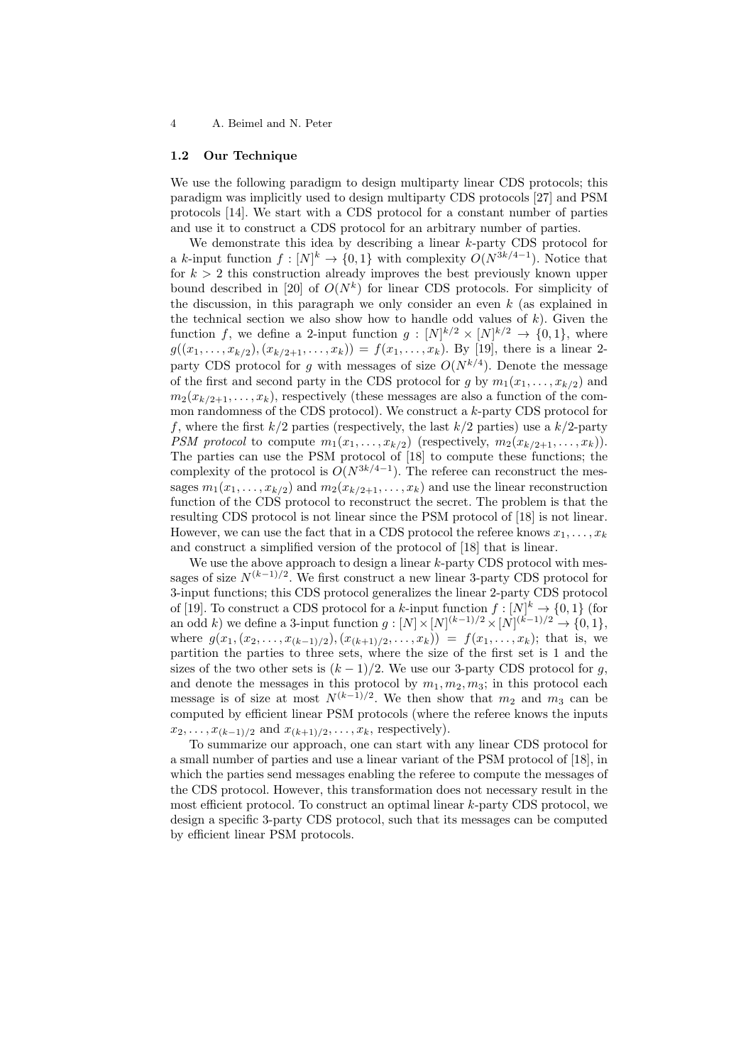### 1.2 Our Technique

We use the following paradigm to design multiparty linear CDS protocols; this paradigm was implicitly used to design multiparty CDS protocols [27] and PSM protocols [14]. We start with a CDS protocol for a constant number of parties and use it to construct a CDS protocol for an arbitrary number of parties.

We demonstrate this idea by describing a linear $k$-party CDS protocol for a $k$-input function $f : [N]^k \to \{0,1\}$ with complexity $O(N^{3k/4-1})$. Notice that for $k > 2$ this construction already improves the best previously known upper bound described in [20] of $O(N^k)$ for linear CDS protocols. For simplicity of the discussion, in this paragraph we only consider an even $k$ (as explained in the technical section we also show how to handle odd values of $k$). Given the function $f$, we define a 2-input function $g : [N]^{k/2} \times [N]^{k/2} \to \{0,1\}$, where $g((x_1,\ldots,x_{k/2}),(x_{k/2+1},\ldots,x_k)) = f(x_1,\ldots,x_k)$. By [19], there is a linear 2-party CDS protocol for $g$ with messages of size $O(N^{k/4})$. Denote the message of the first and second party in the CDS protocol for $g$ by $m_1(x_1,\ldots,x_{k/2})$ and $m_2(x_{k/2+1},\ldots,x_k)$, respectively (these messages are also a function of the common randomness of the CDS protocol). We construct a $k$-party CDS protocol for $f$, where the first $k/2$ parties (respectively, the last $k/2$ parties) use a $k/2$-party *PSM protocol* to compute $m_1(x_1,\ldots,x_{k/2})$ (respectively, $m_2(x_{k/2+1},\ldots,x_k)$). The parties can use the PSM protocol of [18] to compute these functions; the complexity of the protocol is $O(N^{3k/4-1})$. The referee can reconstruct the messages $m_1(x_1,\ldots,x_{k/2})$ and $m_2(x_{k/2+1},\ldots,x_k)$ and use the linear reconstruction function of the CDS protocol to reconstruct the secret. The problem is that the resulting CDS protocol is not linear since the PSM protocol of [18] is not linear. However, we can use the fact that in a CDS protocol the referee knows $x_1,\ldots,x_k$ and construct a simplified version of the protocol of [18] that is linear.

We use the above approach to design a linear $k$-party CDS protocol with messages of size $N^{(k-1)/2}$. We first construct a new linear 3-party CDS protocol for 3-input functions; this CDS protocol generalizes the linear 2-party CDS protocol of [19]. To construct a CDS protocol for a $k$-input function $f : [N]^k \to \{0,1\}$ (for an odd $k$) we define a 3-input function $g : [N] \times [N]^{(k-1)/2} \times [N]^{(k-1)/2} \to \{0,1\}$, where $g(x_1,(x_2,\ldots,x_{(k-1)/2}),(x_{(k+1)/2},\ldots,x_k)) = f(x_1,\ldots,x_k)$; that is, we partition the parties to three sets, where the size of the first set is 1 and the sizes of the two other sets is $(k-1)/2$. We use our 3-party CDS protocol for $g$, and denote the messages in this protocol by $m_1, m_2, m_3$; in this protocol each message is of size at most $N^{(k-1)/2}$. We then show that $m_2$ and $m_3$ can be computed by efficient linear PSM protocols (where the referee knows the inputs $x_2,\ldots,x_{(k-1)/2}$ and $x_{(k+1)/2},\ldots,x_k$, respectively).

To summarize our approach, one can start with any linear CDS protocol for a small number of parties and use a linear variant of the PSM protocol of [18], in which the parties send messages enabling the referee to compute the messages of the CDS protocol. However, this transformation does not necessary result in the most efficient protocol. To construct an optimal linear $k$-party CDS protocol, we design a specific 3-party CDS protocol, such that its messages can be computed by efficient linear PSM protocols.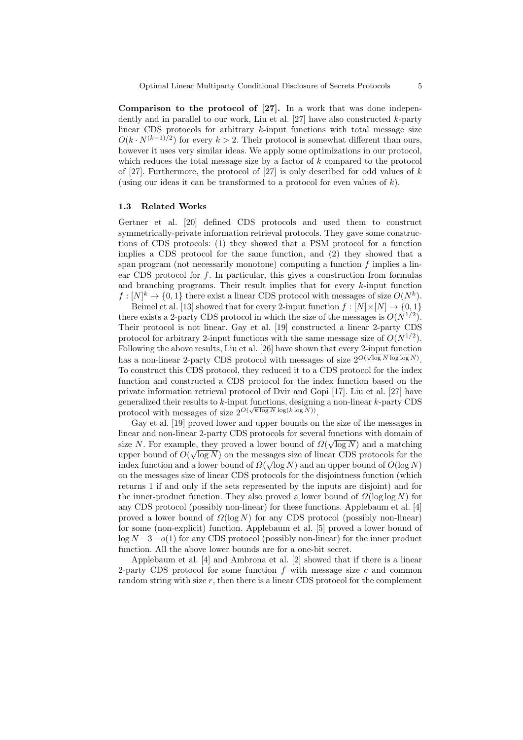**Comparison to the protocol of [27].** In a work that was done independently and in parallel to our work, Liu et al. [27] have also constructed $k$-party linear CDS protocols for arbitrary $k$-input functions with total message size $O(k \cdot N^{(k-1)/2})$ for every $k > 2$. Their protocol is somewhat different than ours, however it uses very similar ideas. We apply some optimizations in our protocol, which reduces the total message size by a factor of $k$ compared to the protocol of [27]. Furthermore, the protocol of [27] is only described for odd values of $k$ (using our ideas it can be transformed to a protocol for even values of $k$).

### 1.3 Related Works

Gertner et al. [20] defined CDS protocols and used them to construct symmetrically-private information retrieval protocols. They gave some constructions of CDS protocols: (1) they showed that a PSM protocol for a function implies a CDS protocol for the same function, and (2) they showed that a span program (not necessarily monotone) computing a function $f$ implies a linear CDS protocol for $f$. In particular, this gives a construction from formulas and branching programs. Their result implies that for every $k$-input function $f : [N]^k \to \{0,1\}$ there exist a linear CDS protocol with messages of size $O(N^k)$.

Beimel et al. [13] showed that for every 2-input function $f : [N] \times [N] \to \{0,1\}$ there exists a 2-party CDS protocol in which the size of the messages is $O(N^{1/2})$. Their protocol is not linear. Gay et al. [19] constructed a linear 2-party CDS protocol for arbitrary 2-input functions with the same message size of $O(N^{1/2})$. Following the above results, Liu et al. [26] have shown that every 2-input function has a non-linear 2-party CDS protocol with messages of size $2^{O(\sqrt{\log N \log \log N})}$. To construct this CDS protocol, they reduced it to a CDS protocol for the index function and constructed a CDS protocol for the index function based on the private information retrieval protocol of Dvir and Gopi [17]. Liu et al. [27] have generalized their results to $k$-input functions, designing a non-linear $k$-party CDS protocol with messages of size $2^{O(\sqrt{k \log N} \log(k \log N))}$.

Gay et al. [19] proved lower and upper bounds on the size of the messages in linear and non-linear 2-party CDS protocols for several functions with domain of size $N$. For example, they proved a lower bound of $\Omega(\sqrt{\log N})$ and a matching upper bound of $O(\sqrt{\log N})$ on the messages size of linear CDS protocols for the index function and a lower bound of $\Omega(\sqrt{\log N})$ and an upper bound of $O(\log N)$ on the messages size of linear CDS protocols for the disjointness function (which returns 1 if and only if the sets represented by the inputs are disjoint) and for the inner-product function. They also proved a lower bound of $\Omega(\log \log N)$ for any CDS protocol (possibly non-linear) for these functions. Applebaum et al. [4] proved a lower bound of $\Omega(\log N)$ for any CDS protocol (possibly non-linear) for some (non-explicit) function. Applebaum et al. [5] proved a lower bound of $\log N - 3 - o(1)$ for any CDS protocol (possibly non-linear) for the inner product function. All the above lower bounds are for a one-bit secret.

Applebaum et al. [4] and Ambrona et al. [2] showed that if there is a linear 2-party CDS protocol for some function $f$ with message size $c$ and common random string with size $r$, then there is a linear CDS protocol for the complement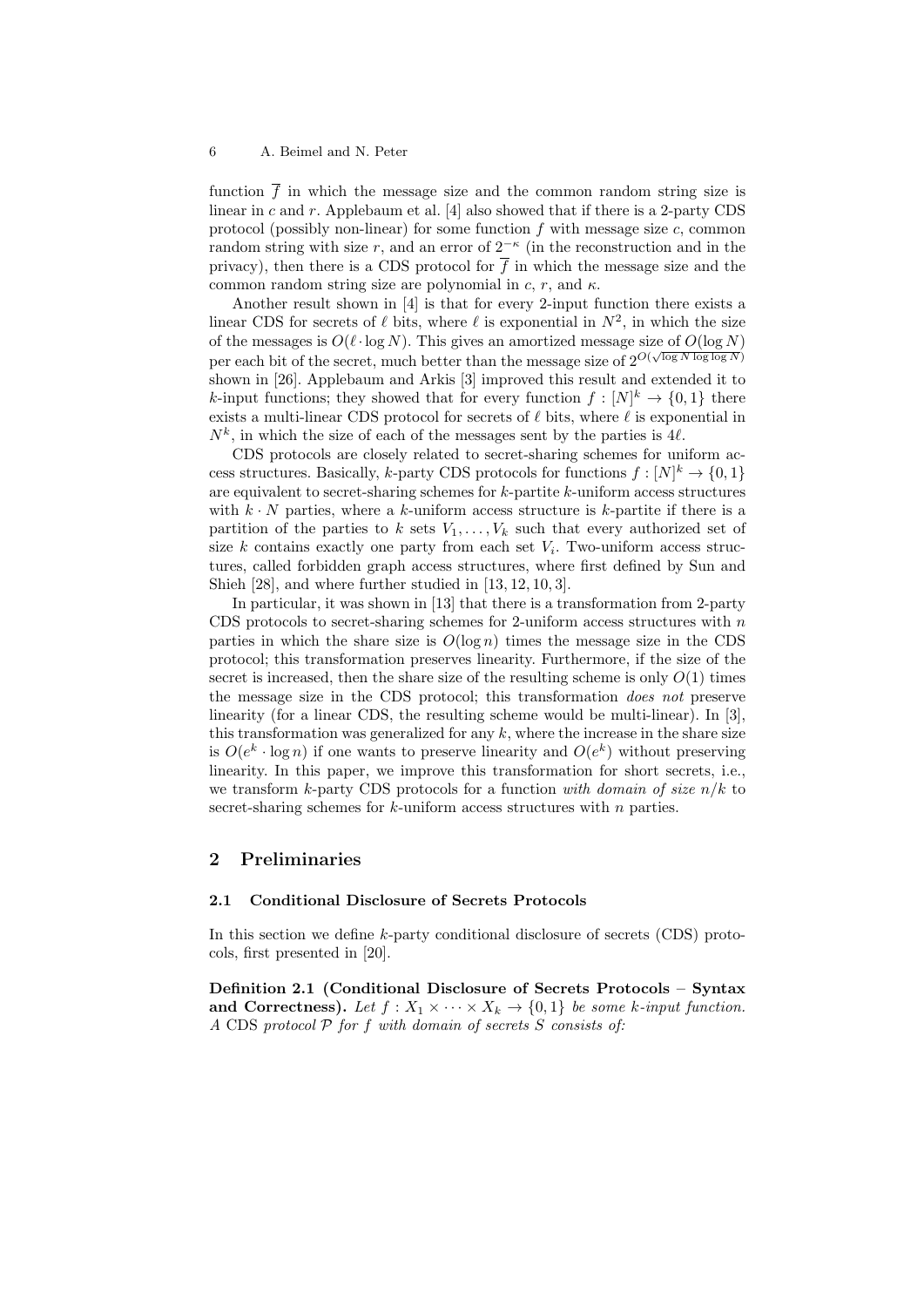function $\overline{f}$ in which the message size and the common random string size is linear in $c$ and $r$. Applebaum et al. [4] also showed that if there is a 2-party CDS protocol (possibly non-linear) for some function $f$ with message size $c$, common random string with size $r$, and an error of $2^{-\kappa}$ (in the reconstruction and in the privacy), then there is a CDS protocol for $\overline{f}$ in which the message size and the common random string size are polynomial in $c$, $r$, and $\kappa$.

Another result shown in [4] is that for every 2-input function there exists a linear CDS for secrets of $\ell$ bits, where $\ell$ is exponential in $N^2$, in which the size of the messages is $O(\ell \cdot \log N)$. This gives an amortized message size of $O(\log N)$ per each bit of the secret, much better than the message size of $2^{O(\sqrt{\log N \log\log N})}$ shown in [26]. Applebaum and Arkis [3] improved this result and extended it to $k$-input functions; they showed that for every function $f : [N]^k \rightarrow \{0,1\}$ there exists a multi-linear CDS protocol for secrets of $\ell$ bits, where $\ell$ is exponential in $N^k$, in which the size of each of the messages sent by the parties is $4\ell$.

CDS protocols are closely related to secret-sharing schemes for uniform access structures. Basically, $k$-party CDS protocols for functions $f : [N]^k \rightarrow \{0,1\}$ are equivalent to secret-sharing schemes for $k$-partite $k$-uniform access structures with $k \cdot N$ parties, where a $k$-uniform access structure is $k$-partite if there is a partition of the parties to $k$ sets $V_1, \dots, V_k$ such that every authorized set of size $k$ contains exactly one party from each set $V_i$. Two-uniform access structures, called forbidden graph access structures, where first defined by Sun and Shieh [28], and where further studied in [13, 12, 10, 3].

In particular, it was shown in [13] that there is a transformation from 2-party CDS protocols to secret-sharing schemes for 2-uniform access structures with $n$ parties in which the share size is $O(\log n)$ times the message size in the CDS protocol; this transformation preserves linearity. Furthermore, if the size of the secret is increased, then the share size of the resulting scheme is only $O(1)$ times the message size in the CDS protocol; this transformation *does not* preserve linearity (for a linear CDS, the resulting scheme would be multi-linear). In [3], this transformation was generalized for any $k$, where the increase in the share size is $O(e^k \cdot \log n)$ if one wants to preserve linearity and $O(e^k)$ without preserving linearity. In this paper, we improve this transformation for short secrets, i.e., we transform $k$-party CDS protocols for a function *with domain of size* $n/k$ to secret-sharing schemes for $k$-uniform access structures with $n$ parties.

## 2 Preliminaries

### 2.1 Conditional Disclosure of Secrets Protocols

In this section we define $k$-party conditional disclosure of secrets (CDS) protocols, first presented in [20].

**Definition 2.1 (Conditional Disclosure of Secrets Protocols – Syntax and Correctness).** *Let $f : X_1 \times \cdots \times X_k \rightarrow \{0,1\}$ be some $k$-input function. A* CDS *protocol $\mathcal{P}$ for $f$ with domain of secrets $S$ consists of:*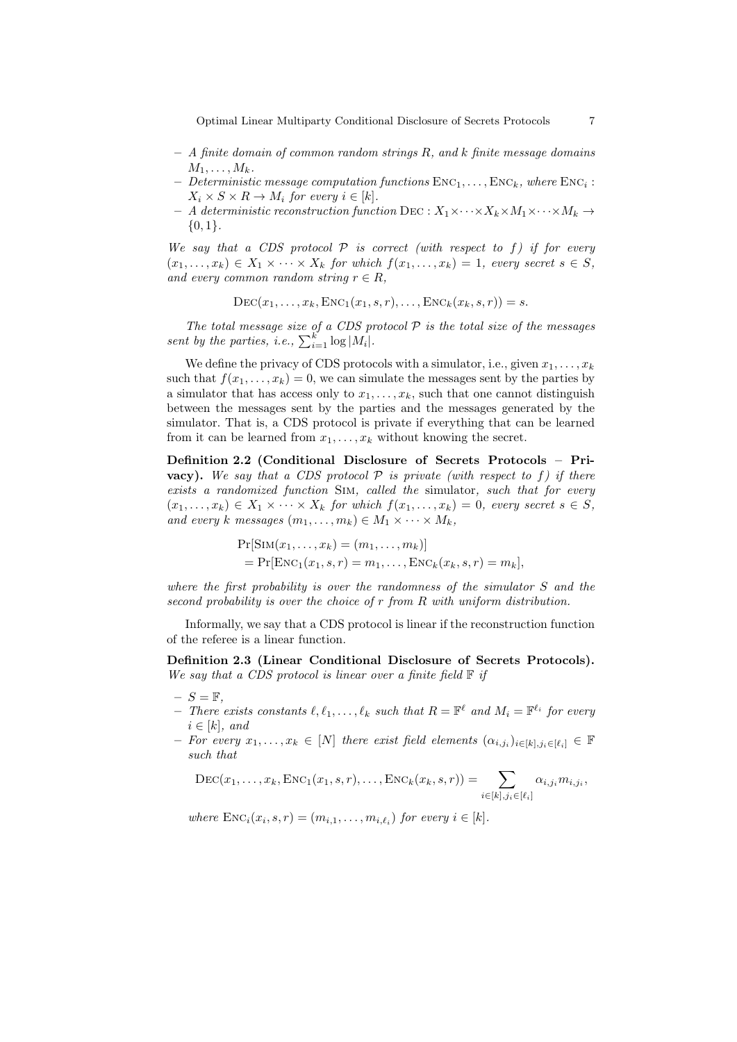– *A finite domain of common random strings $R$, and $k$ finite message domains $M_1, \dots, M_k$.*
– *Deterministic message computation functions $\text{Enc}_1, \dots, \text{Enc}_k$, where $\text{Enc}_i : X_i \times S \times R \to M_i$ for every $i \in [k]$.*
– *A deterministic reconstruction function $\text{Dec} : X_1 \times \cdots \times X_k \times M_1 \times \cdots \times M_k \to \{0, 1\}$.*

*We say that a CDS protocol $\mathcal{P}$ is correct (with respect to $f$) if for every $(x_1, \dots, x_k) \in X_1 \times \cdots \times X_k$ for which $f(x_1, \dots, x_k) = 1$, every secret $s \in S$, and every common random string $r \in R$,*

$$\text{Dec}(x_1, \dots, x_k, \text{Enc}_1(x_1, s, r), \dots, \text{Enc}_k(x_k, s, r)) = s.$$

*The total message size of a CDS protocol $\mathcal{P}$ is the total size of the messages sent by the parties, i.e., $\sum_{i=1}^{k} \log |M_i|$.*

We define the privacy of CDS protocols with a simulator, i.e., given $x_1, \dots, x_k$ such that $f(x_1, \dots, x_k) = 0$, we can simulate the messages sent by the parties by a simulator that has access only to $x_1, \dots, x_k$, such that one cannot distinguish between the messages sent by the parties and the messages generated by the simulator. That is, a CDS protocol is private if everything that can be learned from it can be learned from $x_1, \dots, x_k$ without knowing the secret.

**Definition 2.2 (Conditional Disclosure of Secrets Protocols – Privacy).** *We say that a CDS protocol $\mathcal{P}$ is private (with respect to $f$) if there exists a randomized function* Sim*, called the* simulator*, such that for every $(x_1, \dots, x_k) \in X_1 \times \cdots \times X_k$ for which $f(x_1, \dots, x_k) = 0$, every secret $s \in S$, and every $k$ messages $(m_1, \dots, m_k) \in M_1 \times \cdots \times M_k$,*

$$\begin{aligned}
&\Pr[\text{Sim}(x_1, \dots, x_k) = (m_1, \dots, m_k)] \\
&= \Pr[\text{Enc}_1(x_1, s, r) = m_1, \dots, \text{Enc}_k(x_k, s, r) = m_k],
\end{aligned}$$

*where the first probability is over the randomness of the simulator $S$ and the second probability is over the choice of $r$ from $R$ with uniform distribution.*

Informally, we say that a CDS protocol is linear if the reconstruction function of the referee is a linear function.

**Definition 2.3 (Linear Conditional Disclosure of Secrets Protocols).** *We say that a CDS protocol is linear over a finite field $\mathbb{F}$ if*

– *$S = \mathbb{F}$,*
– *There exists constants $\ell, \ell_1, \dots, \ell_k$ such that $R = \mathbb{F}^{\ell}$ and $M_i = \mathbb{F}^{\ell_i}$ for every $i \in [k]$, and*
– *For every $x_1, \dots, x_k \in [N]$ there exist field elements $(\alpha_{i,j_i})_{i \in [k], j_i \in [\ell_i]} \in \mathbb{F}$ such that*

$$\text{Dec}(x_1, \dots, x_k, \text{Enc}_1(x_1, s, r), \dots, \text{Enc}_k(x_k, s, r)) = \sum_{i \in [k], j_i \in [\ell_i]} \alpha_{i,j_i} m_{i,j_i},$$

*where $\text{Enc}_i(x_i, s, r) = (m_{i,1}, \dots, m_{i,\ell_i})$ for every $i \in [k]$.*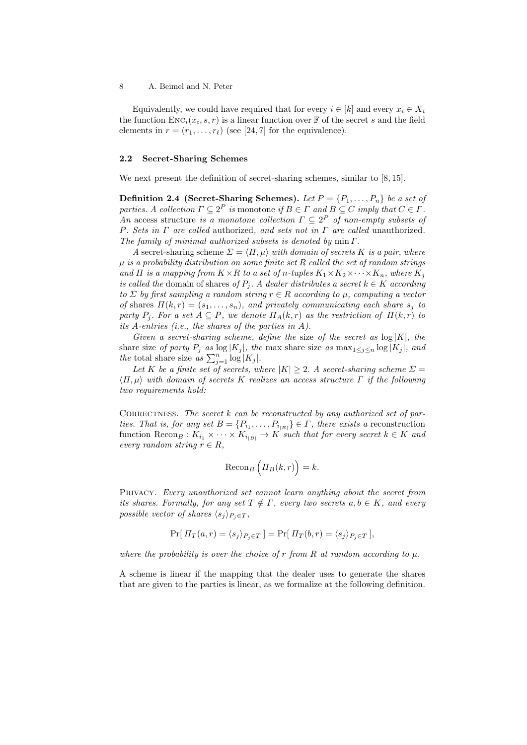Equivalently, we could have required that for every $i \in [k]$ and every $x_i \in X_i$ the function $\textsc{Enc}_i(x_i, s, r)$ is a linear function over $\mathbb{F}$ of the secret $s$ and the field elements in $r = (r_1, \dots, r_\ell)$ (see [24, 7] for the equivalence).

### 2.2 Secret-Sharing Schemes

We next present the definition of secret-sharing schemes, similar to [8, 15].

**Definition 2.4 (Secret-Sharing Schemes).** *Let $P = \{P_1, \dots, P_n\}$ be a set of parties. A collection $\Gamma \subseteq 2^P$ is* monotone *if $B \in \Gamma$ and $B \subseteq C$ imply that $C \in \Gamma$. An* access structure *is a monotone collection $\Gamma \subseteq 2^P$ of non-empty subsets of $P$. Sets in $\Gamma$ are called* authorized*, and sets not in $\Gamma$ are called* unauthorized*. The family of minimal authorized subsets is denoted by $\min \Gamma$.*

*A* secret-sharing scheme *$\Sigma = \langle \Pi, \mu \rangle$ with domain of secrets $K$ is a pair, where $\mu$ is a probability distribution on some finite set $R$ called the set of random strings and $\Pi$ is a mapping from $K \times R$ to a set of $n$-tuples $K_1 \times K_2 \times \cdots \times K_n$, where $K_j$ is called the* domain of shares *of $P_j$. A dealer distributes a secret $k \in K$ according to $\Sigma$ by first sampling a random string $r \in R$ according to $\mu$, computing a vector of* shares *$\Pi(k, r) = (s_1, \dots, s_n)$, and privately communicating each share $s_j$ to party $P_j$. For a set $A \subseteq P$, we denote $\Pi_A(k, r)$ as the restriction of $\Pi(k, r)$ to its $A$-entries (i.e., the shares of the parties in $A$).*

*Given a secret-sharing scheme, define the* size of the secret *as $\log |K|$, the* share size *of party $P_j$ as $\log |K_j|$, the* max share size *as $\max_{1 \le j \le n} \log |K_j|$, and the* total share size *as $\sum_{j=1}^{n} \log |K_j|$.*

*Let $K$ be a finite set of secrets, where $|K| \ge 2$. A secret-sharing scheme $\Sigma = \langle \Pi, \mu \rangle$ with domain of secrets $K$ realizes an access structure $\Gamma$ if the following two requirements hold:*

Correctness. *The secret $k$ can be reconstructed by any authorized set of parties. That is, for any set $B = \{P_{i_1}, \dots, P_{i_{|B|}}\} \in \Gamma$, there exists a* reconstruction function *$\mathrm{Recon}_B : K_{i_1} \times \cdots \times K_{i_{|B|}} \to K$ such that for every secret $k \in K$ and every random string $r \in R$,*

$$\mathrm{Recon}_B \left( \Pi_B(k, r) \right) = k.$$

Privacy. *Every unauthorized set cannot learn anything about the secret from its shares. Formally, for any set $T \notin \Gamma$, every two secrets $a, b \in K$, and every possible vector of shares $\langle s_j \rangle_{P_j \in T}$,*

$$\Pr[\, \Pi_T(a, r) = \langle s_j \rangle_{P_j \in T} \,] = \Pr[\, \Pi_T(b, r) = \langle s_j \rangle_{P_j \in T} \,],$$

*where the probability is over the choice of $r$ from $R$ at random according to $\mu$.*

A scheme is linear if the mapping that the dealer uses to generate the shares that are given to the parties is linear, as we formalize at the following definition.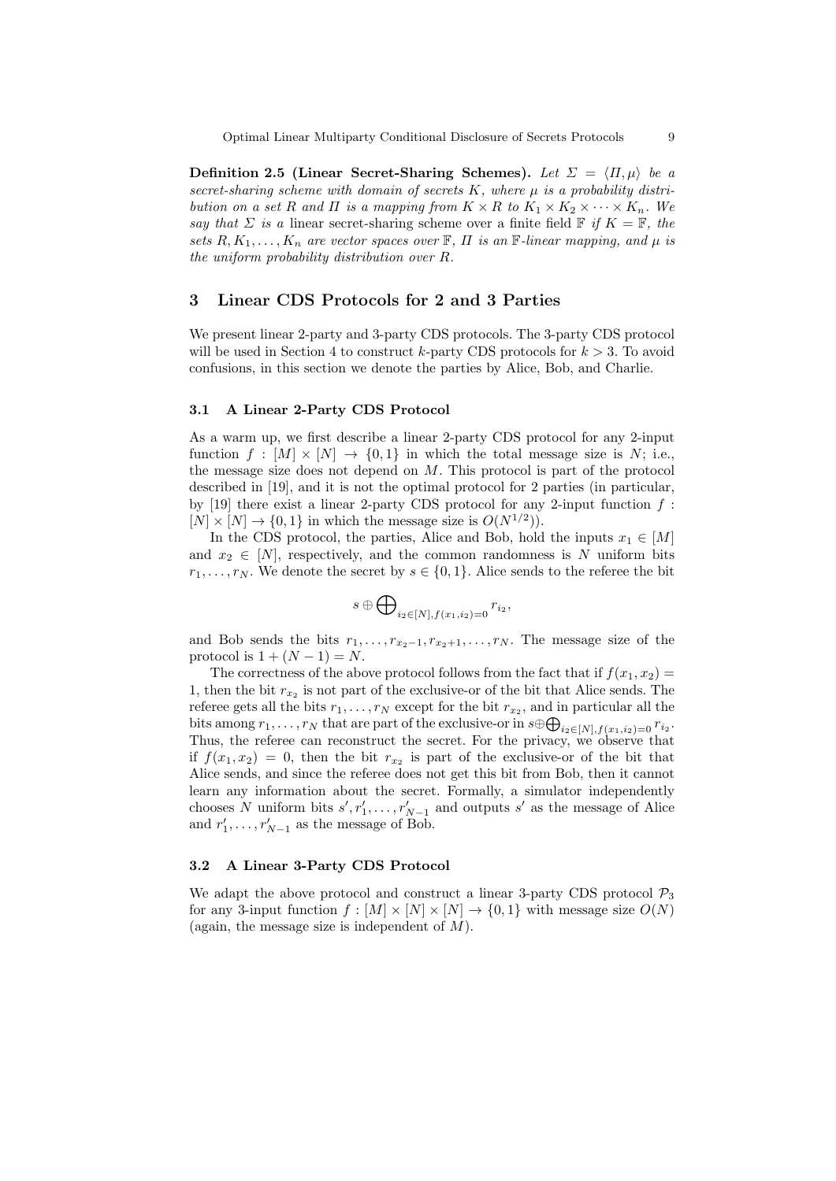**Definition 2.5 (Linear Secret-Sharing Schemes).** *Let $\Sigma = \langle \Pi, \mu \rangle$ be a secret-sharing scheme with domain of secrets $K$, where $\mu$ is a probability distribution on a set $R$ and $\Pi$ is a mapping from $K \times R$ to $K_1 \times K_2 \times \cdots \times K_n$. We say that $\Sigma$ is a* linear secret-sharing scheme over a finite field $\mathbb{F}$ *if $K = \mathbb{F}$, the sets $R, K_1, \dots, K_n$ are vector spaces over $\mathbb{F}$, $\Pi$ is an $\mathbb{F}$-linear mapping, and $\mu$ is the uniform probability distribution over $R$.*

## 3 Linear CDS Protocols for 2 and 3 Parties

We present linear 2-party and 3-party CDS protocols. The 3-party CDS protocol will be used in Section 4 to construct $k$-party CDS protocols for $k > 3$. To avoid confusions, in this section we denote the parties by Alice, Bob, and Charlie.

### 3.1 A Linear 2-Party CDS Protocol

As a warm up, we first describe a linear 2-party CDS protocol for any 2-input function $f : [M] \times [N] \to \{0,1\}$ in which the total message size is $N$; i.e., the message size does not depend on $M$. This protocol is part of the protocol described in [19], and it is not the optimal protocol for 2 parties (in particular, by [19] there exist a linear 2-party CDS protocol for any 2-input function $f : [N] \times [N] \to \{0,1\}$ in which the message size is $O(N^{1/2})$).

In the CDS protocol, the parties, Alice and Bob, hold the inputs $x_1 \in [M]$ and $x_2 \in [N]$, respectively, and the common randomness is $N$ uniform bits $r_1, \dots, r_N$. We denote the secret by $s \in \{0,1\}$. Alice sends to the referee the bit

$$s \oplus \bigoplus\nolimits_{i_2 \in [N], f(x_1,i_2)=0} r_{i_2},$$

and Bob sends the bits $r_1, \dots, r_{x_2-1}, r_{x_2+1}, \dots, r_N$. The message size of the protocol is $1 + (N-1) = N$.

The correctness of the above protocol follows from the fact that if $f(x_1, x_2) = 1$, then the bit $r_{x_2}$ is not part of the exclusive-or of the bit that Alice sends. The referee gets all the bits $r_1, \dots, r_N$ except for the bit $r_{x_2}$, and in particular all the bits among $r_1, \dots, r_N$ that are part of the exclusive-or in $s \oplus \bigoplus_{i_2 \in [N], f(x_1,i_2)=0} r_{i_2}$. Thus, the referee can reconstruct the secret. For the privacy, we observe that if $f(x_1, x_2) = 0$, then the bit $r_{x_2}$ is part of the exclusive-or of the bit that Alice sends, and since the referee does not get this bit from Bob, then it cannot learn any information about the secret. Formally, a simulator independently chooses $N$ uniform bits $s', r'_1, \dots, r'_{N-1}$ and outputs $s'$ as the message of Alice and $r'_1, \dots, r'_{N-1}$ as the message of Bob.

### 3.2 A Linear 3-Party CDS Protocol

We adapt the above protocol and construct a linear 3-party CDS protocol $\mathcal{P}_3$ for any 3-input function $f : [M] \times [N] \times [N] \to \{0,1\}$ with message size $O(N)$ (again, the message size is independent of $M$).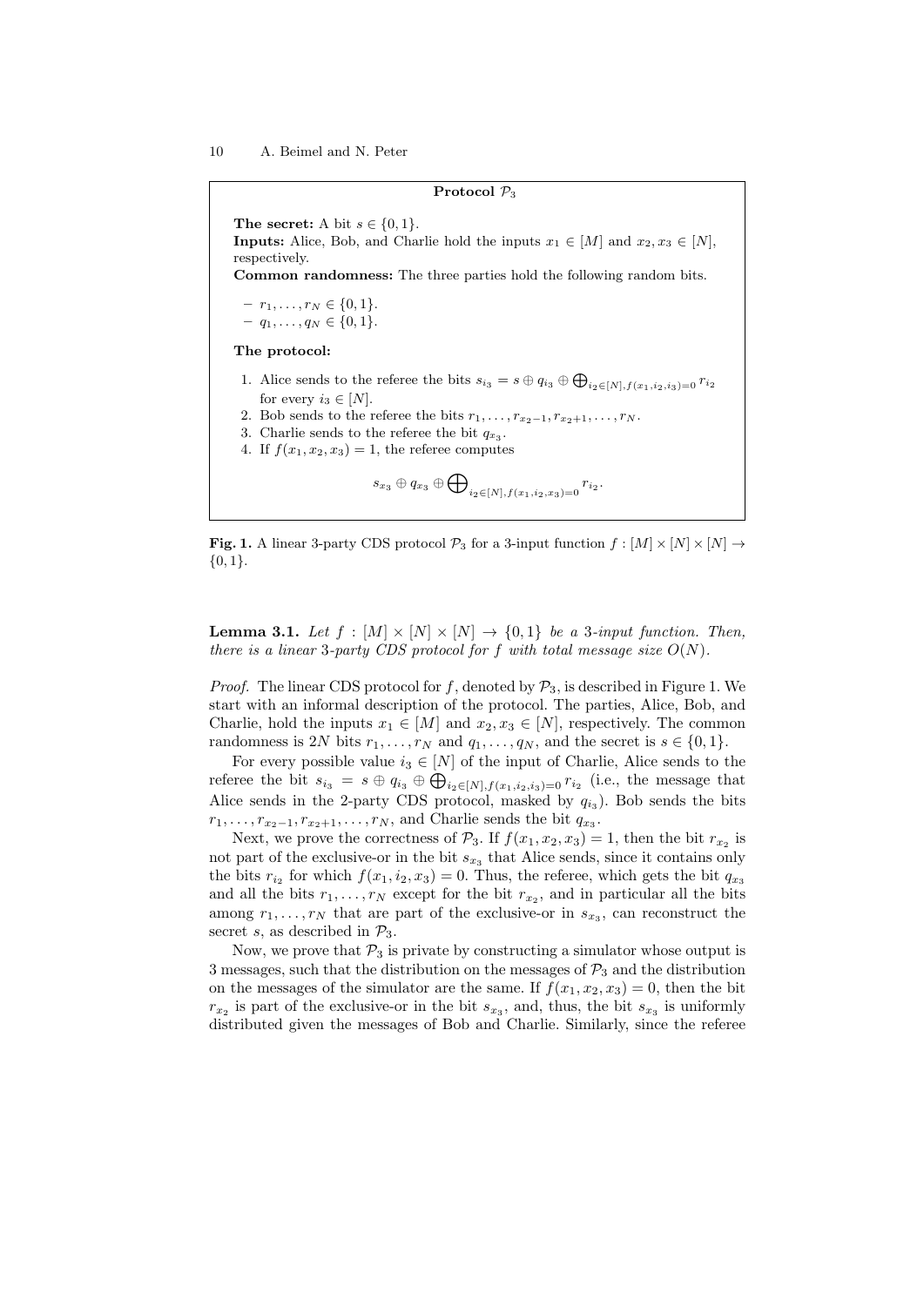**Protocol $\mathcal{P}_3$**

**The secret:** A bit $s \in \{0,1\}$.
**Inputs:** Alice, Bob, and Charlie hold the inputs $x_1 \in [M]$ and $x_2, x_3 \in [N]$, respectively.
**Common randomness:** The three parties hold the following random bits.

- $r_1, \dots, r_N \in \{0,1\}$.
- $q_1, \dots, q_N \in \{0,1\}$.

**The protocol:**

1. Alice sends to the referee the bits $s_{i_3} = s \oplus q_{i_3} \oplus \bigoplus_{i_2 \in [N], f(x_1,i_2,i_3)=0} r_{i_2}$ for every $i_3 \in [N]$.
2. Bob sends to the referee the bits $r_1, \dots, r_{x_2-1}, r_{x_2+1}, \dots, r_N$.
3. Charlie sends to the referee the bit $q_{x_3}$.
4. If $f(x_1, x_2, x_3) = 1$, the referee computes

$$s_{x_3} \oplus q_{x_3} \oplus \bigoplus_{i_2 \in [N], f(x_1,i_2,x_3)=0} r_{i_2}.$$

**Fig. 1.** A linear 3-party CDS protocol $\mathcal{P}_3$ for a 3-input function $f : [M] \times [N] \times [N] \to \{0,1\}$.

**Lemma 3.1.** *Let $f : [M] \times [N] \times [N] \to \{0,1\}$ be a 3-input function. Then, there is a linear 3-party CDS protocol for $f$ with total message size $O(N)$.*

*Proof.* The linear CDS protocol for $f$, denoted by $\mathcal{P}_3$, is described in Figure 1. We start with an informal description of the protocol. The parties, Alice, Bob, and Charlie, hold the inputs $x_1 \in [M]$ and $x_2, x_3 \in [N]$, respectively. The common randomness is $2N$ bits $r_1, \dots, r_N$ and $q_1, \dots, q_N$, and the secret is $s \in \{0,1\}$.

For every possible value $i_3 \in [N]$ of the input of Charlie, Alice sends to the referee the bit $s_{i_3} = s \oplus q_{i_3} \oplus \bigoplus_{i_2 \in [N], f(x_1,i_2,i_3)=0} r_{i_2}$ (i.e., the message that Alice sends in the 2-party CDS protocol, masked by $q_{i_3}$). Bob sends the bits $r_1, \dots, r_{x_2-1}, r_{x_2+1}, \dots, r_N$, and Charlie sends the bit $q_{x_3}$.

Next, we prove the correctness of $\mathcal{P}_3$. If $f(x_1, x_2, x_3) = 1$, then the bit $r_{x_2}$ is not part of the exclusive-or in the bit $s_{x_3}$ that Alice sends, since it contains only the bits $r_{i_2}$ for which $f(x_1, i_2, x_3) = 0$. Thus, the referee, which gets the bit $q_{x_3}$ and all the bits $r_1, \dots, r_N$ except for the bit $r_{x_2}$, and in particular all the bits among $r_1, \dots, r_N$ that are part of the exclusive-or in $s_{x_3}$, can reconstruct the secret $s$, as described in $\mathcal{P}_3$.

Now, we prove that $\mathcal{P}_3$ is private by constructing a simulator whose output is 3 messages, such that the distribution on the messages of $\mathcal{P}_3$ and the distribution on the messages of the simulator are the same. If $f(x_1, x_2, x_3) = 0$, then the bit $r_{x_2}$ is part of the exclusive-or in the bit $s_{x_3}$, and, thus, the bit $s_{x_3}$ is uniformly distributed given the messages of Bob and Charlie. Similarly, since the referee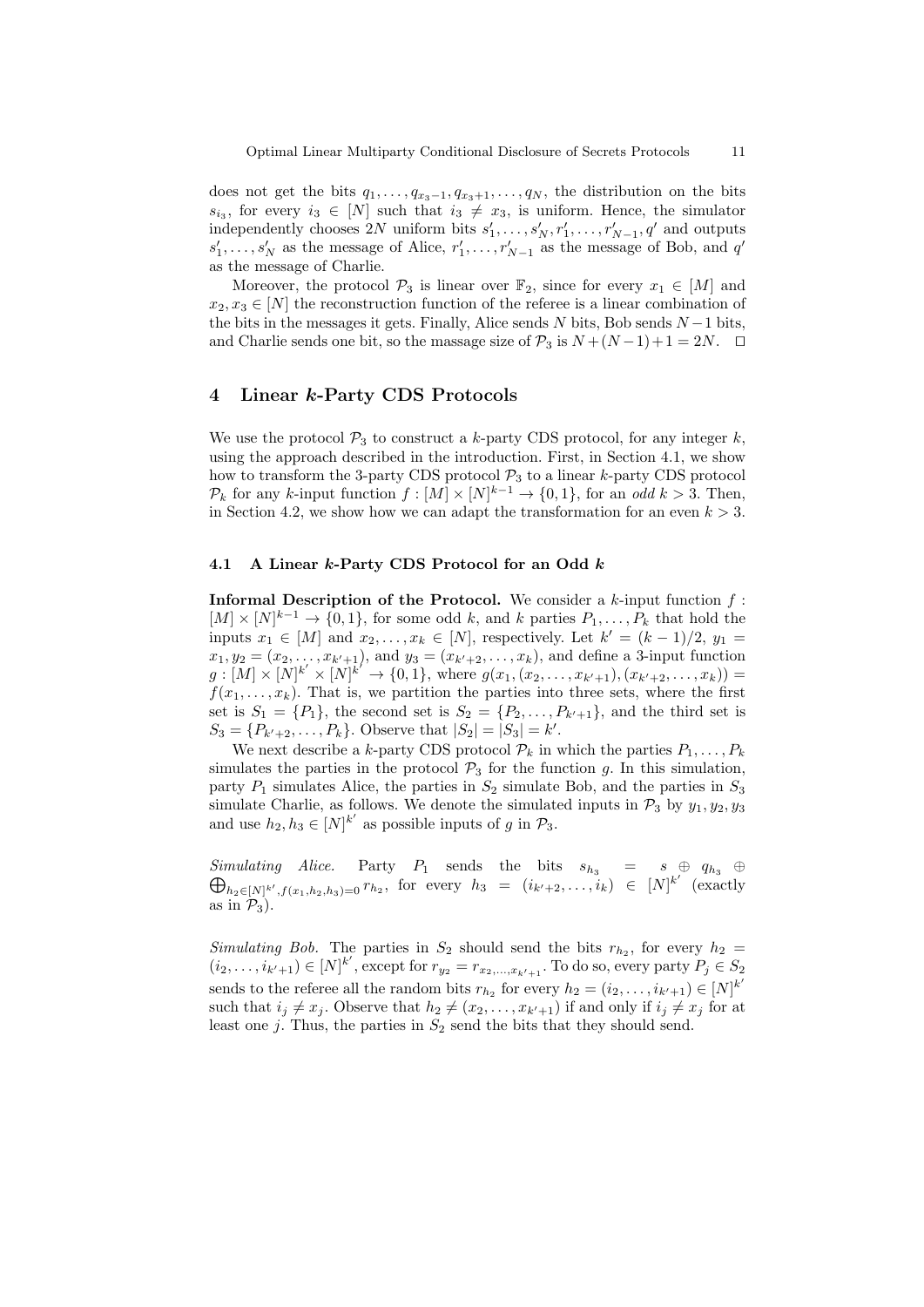does not get the bits $q_1, \dots, q_{x_3-1}, q_{x_3+1}, \dots, q_N$, the distribution on the bits $s_{i_3}$, for every $i_3 \in [N]$ such that $i_3 \neq x_3$, is uniform. Hence, the simulator independently chooses $2N$ uniform bits $s'_1, \dots, s'_N, r'_1, \dots, r'_{N-1}, q'$ and outputs $s'_1, \dots, s'_N$ as the message of Alice, $r'_1, \dots, r'_{N-1}$ as the message of Bob, and $q'$ as the message of Charlie.

Moreover, the protocol $\mathcal{P}_3$ is linear over $\mathbb{F}_2$, since for every $x_1 \in [M]$ and $x_2, x_3 \in [N]$ the reconstruction function of the referee is a linear combination of the bits in the messages it gets. Finally, Alice sends $N$ bits, Bob sends $N-1$ bits, and Charlie sends one bit, so the massage size of $\mathcal{P}_3$ is $N + (N-1) + 1 = 2N$. $\square$

## 4 Linear $k$-Party CDS Protocols

We use the protocol $\mathcal{P}_3$ to construct a $k$-party CDS protocol, for any integer $k$, using the approach described in the introduction. First, in Section 4.1, we show how to transform the 3-party CDS protocol $\mathcal{P}_3$ to a linear $k$-party CDS protocol $\mathcal{P}_k$ for any $k$-input function $f : [M] \times [N]^{k-1} \to \{0,1\}$, for an *odd* $k > 3$. Then, in Section 4.2, we show how we can adapt the transformation for an even $k > 3$.

### 4.1 A Linear $k$-Party CDS Protocol for an Odd $k$

**Informal Description of the Protocol.** We consider a $k$-input function $f : [M] \times [N]^{k-1} \to \{0,1\}$, for some odd $k$, and $k$ parties $P_1, \dots, P_k$ that hold the inputs $x_1 \in [M]$ and $x_2, \dots, x_k \in [N]$, respectively. Let $k' = (k-1)/2$, $y_1 = x_1, y_2 = (x_2, \dots, x_{k'+1})$, and $y_3 = (x_{k'+2}, \dots, x_k)$, and define a 3-input function $g : [M] \times [N]^{k'} \times [N]^{k'} \to \{0,1\}$, where $g(x_1, (x_2, \dots, x_{k'+1}), (x_{k'+2}, \dots, x_k)) = f(x_1, \dots, x_k)$. That is, we partition the parties into three sets, where the first set is $S_1 = \{P_1\}$, the second set is $S_2 = \{P_2, \dots, P_{k'+1}\}$, and the third set is $S_3 = \{P_{k'+2}, \dots, P_k\}$. Observe that $|S_2| = |S_3| = k'$.

We next describe a $k$-party CDS protocol $\mathcal{P}_k$ in which the parties $P_1, \dots, P_k$ simulates the parties in the protocol $\mathcal{P}_3$ for the function $g$. In this simulation, party $P_1$ simulates Alice, the parties in $S_2$ simulate Bob, and the parties in $S_3$ simulate Charlie, as follows. We denote the simulated inputs in $\mathcal{P}_3$ by $y_1, y_2, y_3$ and use $h_2, h_3 \in [N]^{k'}$ as possible inputs of $g$ in $\mathcal{P}_3$.

*Simulating Alice.* Party $P_1$ sends the bits $s_{h_3} = s \oplus q_{h_3} \oplus \bigoplus_{h_2 \in [N]^{k'}, f(x_1, h_2, h_3) = 0} r_{h_2}$, for every $h_3 = (i_{k'+2}, \dots, i_k) \in [N]^{k'}$ (exactly as in $\mathcal{P}_3$).

*Simulating Bob.* The parties in $S_2$ should send the bits $r_{h_2}$, for every $h_2 = (i_2, \dots, i_{k'+1}) \in [N]^{k'}$, except for $r_{y_2} = r_{x_2, \dots, x_{k'+1}}$. To do so, every party $P_j \in S_2$ sends to the referee all the random bits $r_{h_2}$ for every $h_2 = (i_2, \dots, i_{k'+1}) \in [N]^{k'}$ such that $i_j \neq x_j$. Observe that $h_2 \neq (x_2, \dots, x_{k'+1})$ if and only if $i_j \neq x_j$ for at least one $j$. Thus, the parties in $S_2$ send the bits that they should send.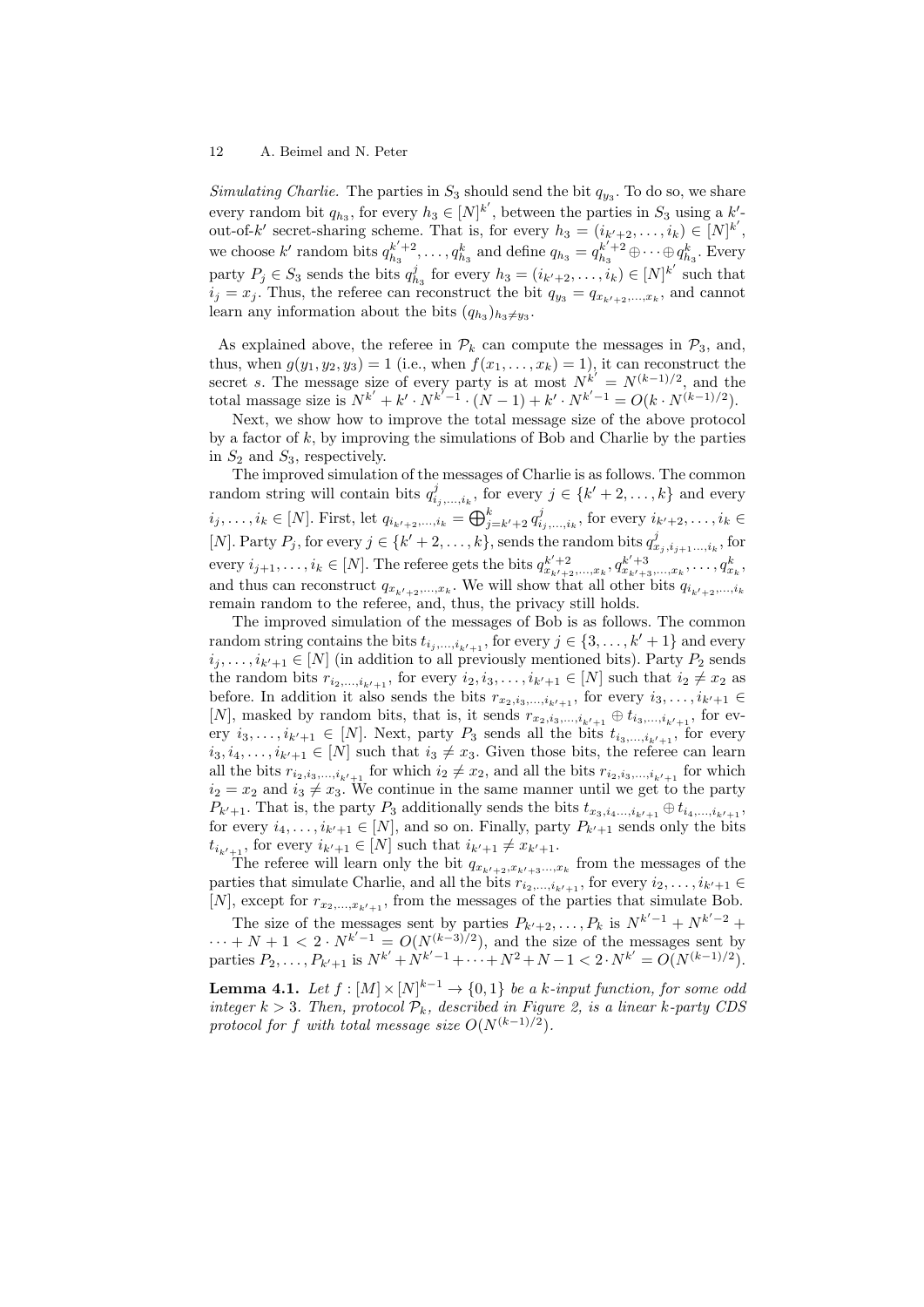*Simulating Charlie.* The parties in $S_3$ should send the bit $q_{y_3}$. To do so, we share every random bit $q_{h_3}$, for every $h_3 \in [N]^{k'}$, between the parties in $S_3$ using a $k'$-out-of-$k'$ secret-sharing scheme. That is, for every $h_3 = (i_{k'+2}, \ldots, i_k) \in [N]^{k'}$, we choose $k'$ random bits $q_{h_3}^{k'+2}, \ldots, q_{h_3}^{k}$ and define $q_{h_3} = q_{h_3}^{k'+2} \oplus \cdots \oplus q_{h_3}^{k}$. Every party $P_j \in S_3$ sends the bits $q_{h_3}^{j}$ for every $h_3 = (i_{k'+2}, \ldots, i_k) \in [N]^{k'}$ such that $i_j = x_j$. Thus, the referee can reconstruct the bit $q_{y_3} = q_{x_{k'+2},\ldots,x_k}$, and cannot learn any information about the bits $(q_{h_3})_{h_3 \neq y_3}$.

As explained above, the referee in $\mathcal{P}_k$ can compute the messages in $\mathcal{P}_3$, and, thus, when $g(y_1, y_2, y_3) = 1$ (i.e., when $f(x_1, \ldots, x_k) = 1$), it can reconstruct the secret $s$. The message size of every party is at most $N^{k'} = N^{(k-1)/2}$, and the total massage size is $N^{k'} + k' \cdot N^{k'-1} \cdot (N-1) + k' \cdot N^{k'-1} = O(k \cdot N^{(k-1)/2})$.

Next, we show how to improve the total message size of the above protocol by a factor of $k$, by improving the simulations of Bob and Charlie by the parties in $S_2$ and $S_3$, respectively.

The improved simulation of the messages of Charlie is as follows. The common random string will contain bits $q_{i_j,\ldots,i_k}^{j}$, for every $j \in \{k'+2, \ldots, k\}$ and every $i_j, \ldots, i_k \in [N]$. First, let $q_{i_{k'+2},\ldots,i_k} = \bigoplus_{j=k'+2}^{k} q_{i_j,\ldots,i_k}^{j}$, for every $i_{k'+2}, \ldots, i_k \in [N]$. Party $P_j$, for every $j \in \{k'+2, \ldots, k\}$, sends the random bits $q_{x_j,i_{j+1}\ldots,i_k}^{j}$, for every $i_{j+1}, \ldots, i_k \in [N]$. The referee gets the bits $q_{x_{k'+2},\ldots,x_k}^{k'+2}, q_{x_{k'+3},\ldots,x_k}^{k'+3}, \ldots, q_{x_k}^{k}$, and thus can reconstruct $q_{x_{k'+2},\ldots,x_k}$. We will show that all other bits $q_{i_{k'+2},\ldots,i_k}$ remain random to the referee, and, thus, the privacy still holds.

The improved simulation of the messages of Bob is as follows. The common random string contains the bits $t_{i_j,\ldots,i_{k'+1}}$, for every $j \in \{3, \ldots, k'+1\}$ and every $i_j, \ldots, i_{k'+1} \in [N]$ (in addition to all previously mentioned bits). Party $P_2$ sends the random bits $r_{i_2,\ldots,i_{k'+1}}$, for every $i_2, i_3, \ldots, i_{k'+1} \in [N]$ such that $i_2 \neq x_2$ as before. In addition it also sends the bits $r_{x_2,i_3,\ldots,i_{k'+1}}$, for every $i_3, \ldots, i_{k'+1} \in [N]$, masked by random bits, that is, it sends $r_{x_2,i_3,\ldots,i_{k'+1}} \oplus t_{i_3,\ldots,i_{k'+1}}$, for every $i_3, \ldots, i_{k'+1} \in [N]$. Next, party $P_3$ sends all the bits $t_{i_3,\ldots,i_{k'+1}}$, for every $i_3, i_4, \ldots, i_{k'+1} \in [N]$ such that $i_3 \neq x_3$. Given those bits, the referee can learn all the bits $r_{i_2,i_3,\ldots,i_{k'+1}}$ for which $i_2 \neq x_2$, and all the bits $r_{i_2,i_3,\ldots,i_{k'+1}}$ for which $i_2 = x_2$ and $i_3 \neq x_3$. We continue in the same manner until we get to the party $P_{k'+1}$. That is, the party $P_3$ additionally sends the bits $t_{x_3,i_4\ldots,i_{k'+1}} \oplus t_{i_4,\ldots,i_{k'+1}}$, for every $i_4, \ldots, i_{k'+1} \in [N]$, and so on. Finally, party $P_{k'+1}$ sends only the bits $t_{i_{k'+1}}$, for every $i_{k'+1} \in [N]$ such that $i_{k'+1} \neq x_{k'+1}$.

The referee will learn only the bit $q_{x_{k'+2},x_{k'+3}\ldots,x_k}$ from the messages of the parties that simulate Charlie, and all the bits $r_{i_2,\ldots,i_{k'+1}}$, for every $i_2, \ldots, i_{k'+1} \in [N]$, except for $r_{x_2,\ldots,x_{k'+1}}$, from the messages of the parties that simulate Bob.

The size of the messages sent by parties $P_{k'+2}, \ldots, P_k$ is $N^{k'-1} + N^{k'-2} + \cdots + N + 1 < 2 \cdot N^{k'-1} = O(N^{(k-3)/2})$, and the size of the messages sent by parties $P_2, \ldots, P_{k'+1}$ is $N^{k'} + N^{k'-1} + \cdots + N^2 + N - 1 < 2 \cdot N^{k'} = O(N^{(k-1)/2})$.

**Lemma 4.1.** *Let $f : [M] \times [N]^{k-1} \to \{0, 1\}$ be a $k$-input function, for some odd integer $k > 3$. Then, protocol $\mathcal{P}_k$, described in Figure 2, is a linear $k$-party CDS protocol for $f$ with total message size $O(N^{(k-1)/2})$.*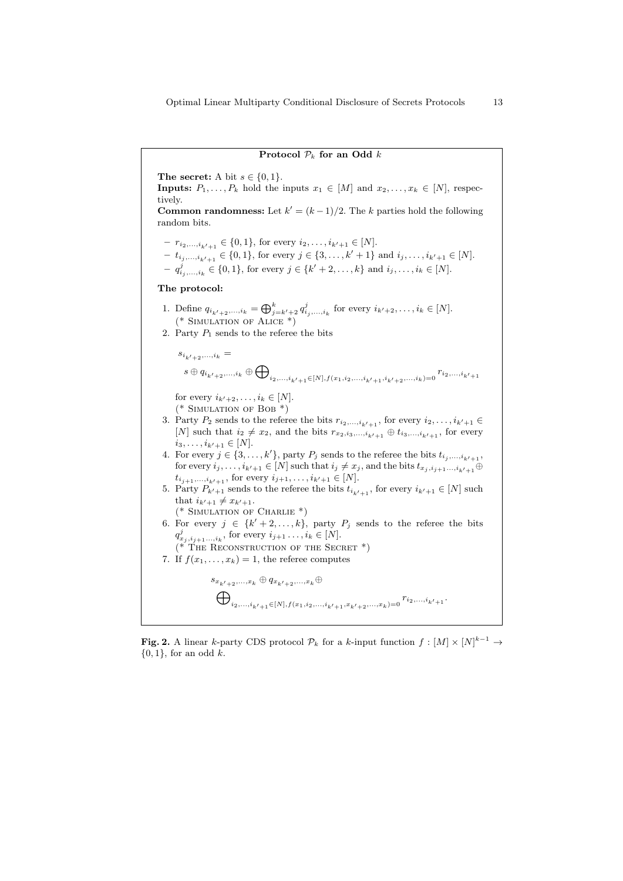**Protocol $\mathcal{P}_k$ for an Odd $k$**

**The secret:** A bit $s \in \{0,1\}$.
**Inputs:** $P_1, \ldots, P_k$ hold the inputs $x_1 \in [M]$ and $x_2, \ldots, x_k \in [N]$, respectively.
**Common randomness:** Let $k' = (k-1)/2$. The $k$ parties hold the following random bits.

- $r_{i_2,\ldots,i_{k'+1}} \in \{0,1\}$, for every $i_2, \ldots, i_{k'+1} \in [N]$.
- $t_{i_j,\ldots,i_{k'+1}} \in \{0,1\}$, for every $j \in \{3, \ldots, k'+1\}$ and $i_j, \ldots, i_{k'+1} \in [N]$.
- $q^j_{i_j,\ldots,i_k} \in \{0,1\}$, for every $j \in \{k'+2, \ldots, k\}$ and $i_j, \ldots, i_k \in [N]$.

**The protocol:**

1. Define $q_{i_{k'+2},\ldots,i_k} = \bigoplus_{j=k'+2}^{k} q^j_{i_j,\ldots,i_k}$ for every $i_{k'+2}, \ldots, i_k \in [N]$.
   (* Simulation of Alice *)
2. Party $P_1$ sends to the referee the bits

$$s_{i_{k'+2},\ldots,i_k} = s \oplus q_{i_{k'+2},\ldots,i_k} \oplus \bigoplus_{i_2,\ldots,i_{k'+1} \in [N], f(x_1,i_2,\ldots,i_{k'+1},i_{k'+2},\ldots,i_k)=0} r_{i_2,\ldots,i_{k'+1}}$$

   for every $i_{k'+2}, \ldots, i_k \in [N]$.
   (* Simulation of Bob *)
3. Party $P_2$ sends to the referee the bits $r_{i_2,\ldots,i_{k'+1}}$, for every $i_2, \ldots, i_{k'+1} \in [N]$ such that $i_2 \neq x_2$, and the bits $r_{x_2,i_3,\ldots,i_{k'+1}} \oplus t_{i_3,\ldots,i_{k'+1}}$, for every $i_3, \ldots, i_{k'+1} \in [N]$.
4. For every $j \in \{3, \ldots, k'\}$, party $P_j$ sends to the referee the bits $t_{i_j,\ldots,i_{k'+1}}$, for every $i_j, \ldots, i_{k'+1} \in [N]$ such that $i_j \neq x_j$, and the bits $t_{x_j,i_{j+1}\ldots,i_{k'+1}} \oplus t_{i_{j+1},\ldots,i_{k'+1}}$, for every $i_{j+1}, \ldots, i_{k'+1} \in [N]$.
5. Party $P_{k'+1}$ sends to the referee the bits $t_{i_{k'+1}}$, for every $i_{k'+1} \in [N]$ such that $i_{k'+1} \neq x_{k'+1}$.
   (* Simulation of Charlie *)
6. For every $j \in \{k'+2, \ldots, k\}$, party $P_j$ sends to the referee the bits $q^j_{x_j,i_{j+1}\ldots,i_k}$, for every $i_{j+1} \ldots, i_k \in [N]$.
   (* The Reconstruction of the Secret *)
7. If $f(x_1, \ldots, x_k) = 1$, the referee computes

$$s_{x_{k'+2},\ldots,x_k} \oplus q_{x_{k'+2},\ldots,x_k} \oplus \bigoplus_{i_2,\ldots,i_{k'+1} \in [N], f(x_1,i_2,\ldots,i_{k'+1},x_{k'+2},\ldots,x_k)=0} r_{i_2,\ldots,i_{k'+1}}.$$

**Fig. 2.** A linear $k$-party CDS protocol $\mathcal{P}_k$ for a $k$-input function $f : [M] \times [N]^{k-1} \to \{0,1\}$, for an odd $k$.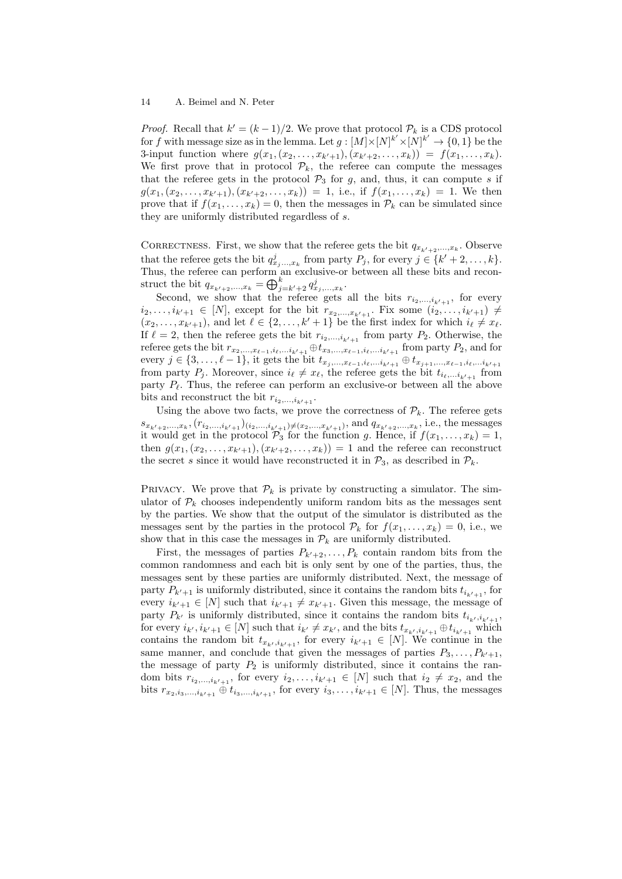*Proof.* Recall that $k' = (k-1)/2$. We prove that protocol $\mathcal{P}_k$ is a CDS protocol for $f$ with message size as in the lemma. Let $g : [M]\times[N]^{k'}\times[N]^{k'} \rightarrow \{0,1\}$ be the 3-input function where $g(x_1, (x_2, \ldots, x_{k'+1}), (x_{k'+2}, \ldots, x_k)) = f(x_1, \ldots, x_k)$. We first prove that in protocol $\mathcal{P}_k$, the referee can compute the messages that the referee gets in the protocol $\mathcal{P}_3$ for $g$, and, thus, it can compute $s$ if $g(x_1, (x_2, \ldots, x_{k'+1}), (x_{k'+2}, \ldots, x_k)) = 1$, i.e., if $f(x_1, \ldots, x_k) = 1$. We then prove that if $f(x_1, \ldots, x_k) = 0$, then the messages in $\mathcal{P}_k$ can be simulated since they are uniformly distributed regardless of $s$.

Correctness. First, we show that the referee gets the bit $q_{x_{k'+2},\ldots,x_k}$. Observe that the referee gets the bit $q^j_{x_j,\ldots,x_k}$ from party $P_j$, for every $j \in \{k'+2, \ldots, k\}$. Thus, the referee can perform an exclusive-or between all these bits and reconstruct the bit $q_{x_{k'+2},\ldots,x_k} = \bigoplus_{j=k'+2}^{k} q^j_{x_j,\ldots,x_k}$.

Second, we show that the referee gets all the bits $r_{i_2,\ldots,i_{k'+1}}$, for every $i_2, \ldots, i_{k'+1} \in [N]$, except for the bit $r_{x_2,\ldots,x_{k'+1}}$. Fix some $(i_2, \ldots, i_{k'+1}) \neq (x_2, \ldots, x_{k'+1})$, and let $\ell \in \{2, \ldots, k'+1\}$ be the first index for which $i_\ell \neq x_\ell$. If $\ell = 2$, then the referee gets the bit $r_{i_2,\ldots,i_{k'+1}}$ from party $P_2$. Otherwise, the referee gets the bit $r_{x_2,\ldots,x_{\ell-1},i_\ell,\ldots i_{k'+1}} \oplus t_{x_3,\ldots,x_{\ell-1},i_\ell,\ldots i_{k'+1}}$ from party $P_2$, and for every $j \in \{3, \ldots, \ell-1\}$, it gets the bit $t_{x_j,\ldots,x_{\ell-1},i_\ell,\ldots i_{k'+1}} \oplus t_{x_{j+1},\ldots,x_{\ell-1},i_\ell,\ldots i_{k'+1}}$ from party $P_j$. Moreover, since $i_\ell \neq x_\ell$, the referee gets the bit $t_{i_\ell,\ldots i_{k'+1}}$ from party $P_\ell$. Thus, the referee can perform an exclusive-or between all the above bits and reconstruct the bit $r_{i_2,\ldots,i_{k'+1}}$.

Using the above two facts, we prove the correctness of $\mathcal{P}_k$. The referee gets $s_{x_{k'+2},\ldots,x_k}, (r_{i_2,\ldots,i_{k'+1}})_{(i_2,\ldots,i_{k'+1})\neq(x_2,\ldots,x_{k'+1})}$, and $q_{x_{k'+2},\ldots,x_k}$, i.e., the messages it would get in the protocol $\mathcal{P}_3$ for the function $g$. Hence, if $f(x_1, \ldots, x_k) = 1$, then $g(x_1, (x_2, \ldots, x_{k'+1}), (x_{k'+2}, \ldots, x_k)) = 1$ and the referee can reconstruct the secret $s$ since it would have reconstructed it in $\mathcal{P}_3$, as described in $\mathcal{P}_k$.

Privacy. We prove that $\mathcal{P}_k$ is private by constructing a simulator. The simulator of $\mathcal{P}_k$ chooses independently uniform random bits as the messages sent by the parties. We show that the output of the simulator is distributed as the messages sent by the parties in the protocol $\mathcal{P}_k$ for $f(x_1, \ldots, x_k) = 0$, i.e., we show that in this case the messages in $\mathcal{P}_k$ are uniformly distributed.

First, the messages of parties $P_{k'+2}, \ldots, P_k$ contain random bits from the common randomness and each bit is only sent by one of the parties, thus, the messages sent by these parties are uniformly distributed. Next, the message of party $P_{k'+1}$ is uniformly distributed, since it contains the random bits $t_{i_{k'+1}}$, for every $i_{k'+1} \in [N]$ such that $i_{k'+1} \neq x_{k'+1}$. Given this message, the message of party $P_{k'}$ is uniformly distributed, since it contains the random bits $t_{i_{k'},i_{k'+1}}$, for every $i_{k'}, i_{k'+1} \in [N]$ such that $i_{k'} \neq x_{k'}$, and the bits $t_{x_{k'},i_{k'+1}} \oplus t_{i_{k'+1}}$ which contains the random bit $t_{x_{k'},i_{k'+1}}$, for every $i_{k'+1} \in [N]$. We continue in the same manner, and conclude that given the messages of parties $P_3, \ldots, P_{k'+1}$, the message of party $P_2$ is uniformly distributed, since it contains the random bits $r_{i_2,\ldots,i_{k'+1}}$, for every $i_2, \ldots, i_{k'+1} \in [N]$ such that $i_2 \neq x_2$, and the bits $r_{x_2,i_3,\ldots,i_{k'+1}} \oplus t_{i_3,\ldots,i_{k'+1}}$, for every $i_3, \ldots, i_{k'+1} \in [N]$. Thus, the messages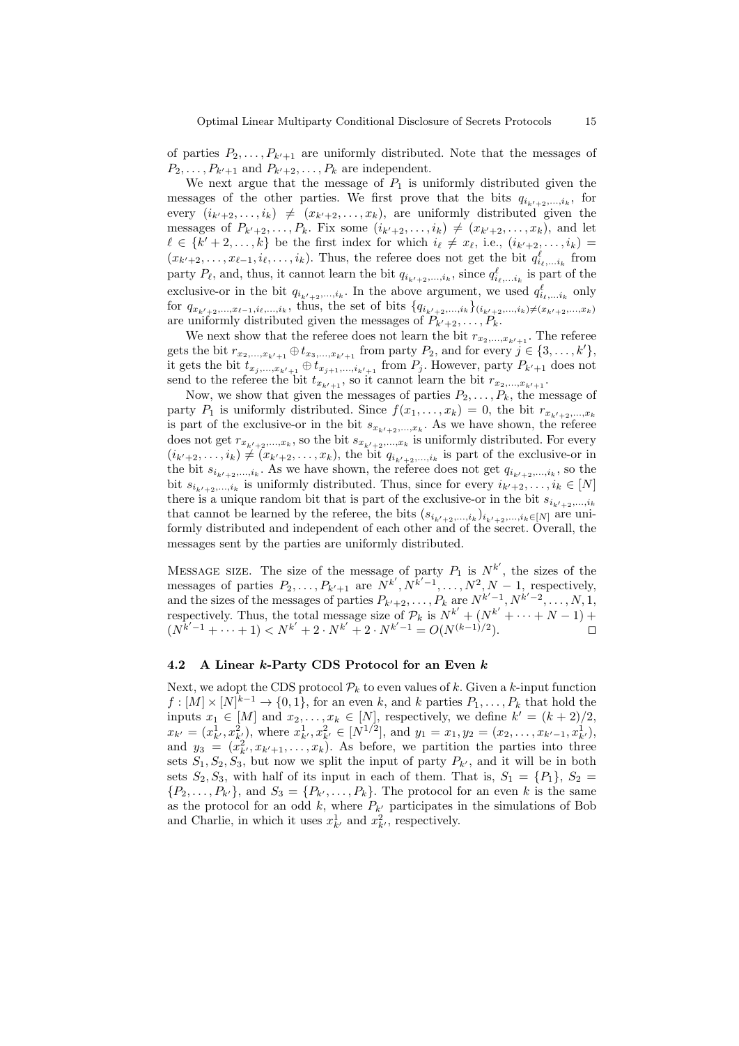of parties $P_2, \dots, P_{k'+1}$ are uniformly distributed. Note that the messages of $P_2, \dots, P_{k'+1}$ and $P_{k'+2}, \dots, P_k$ are independent.

We next argue that the message of $P_1$ is uniformly distributed given the messages of the other parties. We first prove that the bits $q_{i_{k'+2},\dots,i_k}$, for every $(i_{k'+2}, \dots, i_k) \neq (x_{k'+2}, \dots, x_k)$, are uniformly distributed given the messages of $P_{k'+2}, \dots, P_k$. Fix some $(i_{k'+2}, \dots, i_k) \neq (x_{k'+2}, \dots, x_k)$, and let $\ell \in \{k'+2, \dots, k\}$ be the first index for which $i_\ell \neq x_\ell$, i.e., $(i_{k'+2}, \dots, i_k) = (x_{k'+2}, \dots, x_{\ell-1}, i_\ell, \dots, i_k)$. Thus, the referee does not get the bit $q^{\ell}_{i_\ell,\dots i_k}$ from party $P_\ell$, and, thus, it cannot learn the bit $q_{i_{k'+2},\dots,i_k}$, since $q^{\ell}_{i_\ell,\dots i_k}$ is part of the exclusive-or in the bit $q_{i_{k'+2},\dots,i_k}$. In the above argument, we used $q^{\ell}_{i_\ell,\dots i_k}$ only for $q_{x_{k'+2},\dots,x_{\ell-1},i_\ell,\dots,i_k}$, thus, the set of bits $\{q_{i_{k'+2},\dots,i_k}\}_{(i_{k'+2},\dots,i_k)\neq(x_{k'+2},\dots,x_k)}$ are uniformly distributed given the messages of $P_{k'+2}, \dots, P_k$.

We next show that the referee does not learn the bit $r_{x_2,\dots,x_{k'+1}}$. The referee gets the bit $r_{x_2,\dots,x_{k'+1}} \oplus t_{x_3,\dots,x_{k'+1}}$ from party $P_2$, and for every $j \in \{3, \dots, k'\}$, it gets the bit $t_{x_j,\dots,x_{k'+1}} \oplus t_{x_{j+1},\dots,i_{k'+1}}$ from $P_j$. However, party $P_{k'+1}$ does not send to the referee the bit $t_{x_{k'+1}}$, so it cannot learn the bit $r_{x_2,\dots,x_{k'+1}}$.

Now, we show that given the messages of parties $P_2, \dots, P_k$, the message of party $P_1$ is uniformly distributed. Since $f(x_1, \dots, x_k) = 0$, the bit $r_{x_{k'+2},\dots,x_k}$ is part of the exclusive-or in the bit $s_{x_{k'+2},\dots,x_k}$. As we have shown, the referee does not get $r_{x_{k'+2},\dots,x_k}$, so the bit $s_{x_{k'+2},\dots,x_k}$ is uniformly distributed. For every $(i_{k'+2}, \dots, i_k) \neq (x_{k'+2}, \dots, x_k)$, the bit $q_{i_{k'+2},\dots,i_k}$ is part of the exclusive-or in the bit $s_{i_{k'+2},\dots,i_k}$. As we have shown, the referee does not get $q_{i_{k'+2},\dots,i_k}$, so the bit $s_{i_{k'+2},\dots,i_k}$ is uniformly distributed. Thus, since for every $i_{k'+2}, \dots, i_k \in [N]$ there is a unique random bit that is part of the exclusive-or in the bit $s_{i_{k'+2},\dots,i_k}$ that cannot be learned by the referee, the bits $(s_{i_{k'+2},\dots,i_k})_{i_{k'+2},\dots,i_k\in[N]}$ are uniformly distributed and independent of each other and of the secret. Overall, the messages sent by the parties are uniformly distributed.

Message size. The size of the message of party $P_1$ is $N^{k'}$, the sizes of the messages of parties $P_2, \dots, P_{k'+1}$ are $N^{k'}, N^{k'-1}, \dots, N^2, N-1$, respectively, and the sizes of the messages of parties $P_{k'+2}, \dots, P_k$ are $N^{k'-1}, N^{k'-2}, \dots, N, 1$, respectively. Thus, the total message size of $\mathcal{P}_k$ is $N^{k'} + (N^{k'} + \dots + N - 1) + (N^{k'-1} + \dots + 1) < N^{k'} + 2 \cdot N^{k'} + 2 \cdot N^{k'-1} = O(N^{(k-1)/2})$. ⊓⊔

### 4.2 A Linear $k$-Party CDS Protocol for an Even $k$

Next, we adopt the CDS protocol $\mathcal{P}_k$ to even values of $k$. Given a $k$-input function $f : [M] \times [N]^{k-1} \to \{0, 1\}$, for an even $k$, and $k$ parties $P_1, \dots, P_k$ that hold the inputs $x_1 \in [M]$ and $x_2, \dots, x_k \in [N]$, respectively, we define $k' = (k+2)/2$, $x_{k'} = (x^1_{k'}, x^2_{k'})$, where $x^1_{k'}, x^2_{k'} \in [N^{1/2}]$, and $y_1 = x_1, y_2 = (x_2, \dots, x_{k'-1}, x^1_{k'})$, and $y_3 = (x^2_{k'}, x_{k'+1}, \dots, x_k)$. As before, we partition the parties into three sets $S_1, S_2, S_3$, but now we split the input of party $P_{k'}$, and it will be in both sets $S_2, S_3$, with half of its input in each of them. That is, $S_1 = \{P_1\}$, $S_2 = \{P_2, \dots, P_{k'}\}$, and $S_3 = \{P_{k'}, \dots, P_k\}$. The protocol for an even $k$ is the same as the protocol for an odd $k$, where $P_{k'}$ participates in the simulations of Bob and Charlie, in which it uses $x^1_{k'}$ and $x^2_{k'}$, respectively.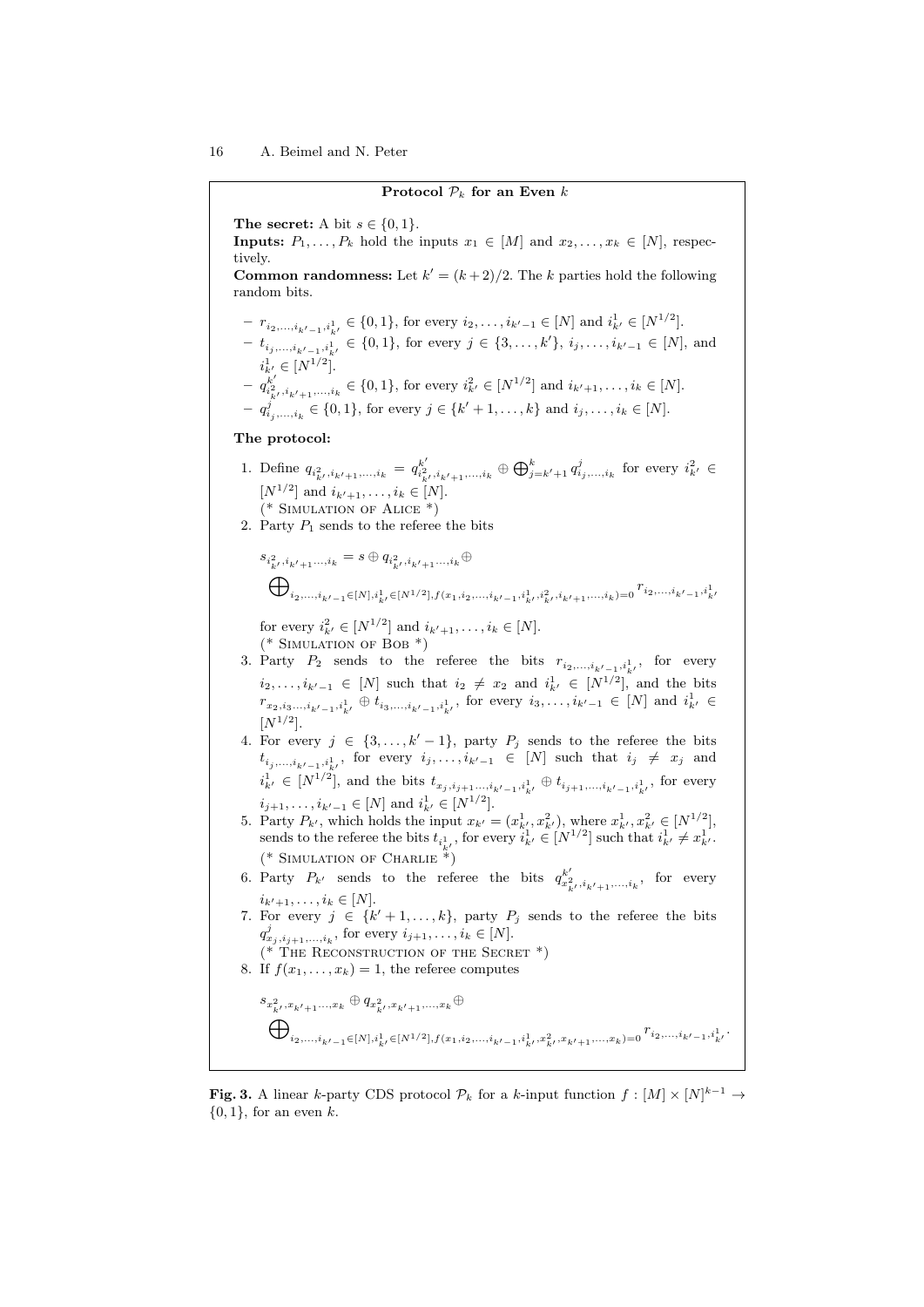**Protocol $\mathcal{P}_k$ for an Even $k$**

**The secret:** A bit $s \in \{0,1\}$.

**Inputs:** $P_1, \dots, P_k$ hold the inputs $x_1 \in [M]$ and $x_2, \dots, x_k \in [N]$, respectively.

**Common randomness:** Let $k' = (k+2)/2$. The $k$ parties hold the following random bits.

- $r_{i_2,\dots,i_{k'-1},i^1_{k'}} \in \{0,1\}$, for every $i_2, \dots, i_{k'-1} \in [N]$ and $i^1_{k'} \in [N^{1/2}]$.
- $t_{i_j,\dots,i_{k'-1},i^1_{k'}} \in \{0,1\}$, for every $j \in \{3, \dots, k'\}$, $i_j, \dots, i_{k'-1} \in [N]$, and $i^1_{k'} \in [N^{1/2}]$.
- $q^{k'}_{i^2_{k'},i_{k'+1},\dots,i_k} \in \{0,1\}$, for every $i^2_{k'} \in [N^{1/2}]$ and $i_{k'+1}, \dots, i_k \in [N]$.
- $q^j_{i_j,\dots,i_k} \in \{0,1\}$, for every $j \in \{k'+1, \dots, k\}$ and $i_j, \dots, i_k \in [N]$.

**The protocol:**

1. Define $q_{i^2_{k'},i_{k'+1},\dots,i_k} = q^{k'}_{i^2_{k'},i_{k'+1},\dots,i_k} \oplus \bigoplus_{j=k'+1}^{k} q^j_{i_j,\dots,i_k}$ for every $i^2_{k'} \in [N^{1/2}]$ and $i_{k'+1}, \dots, i_k \in [N]$.
   (* Simulation of Alice *)
2. Party $P_1$ sends to the referee the bits
   $$s_{i^2_{k'},i_{k'+1}\dots,i_k} = s \oplus q_{i^2_{k'},i_{k'+1}\dots,i_k} \oplus \bigoplus_{i_2,\dots,i_{k'-1} \in [N], i^1_{k'} \in [N^{1/2}], f(x_1,i_2,\dots,i_{k'-1},i^1_{k'},i^2_{k'},i_{k'+1},\dots,i_k)=0} r_{i_2,\dots,i_{k'-1},i^1_{k'}}$$
   for every $i^2_{k'} \in [N^{1/2}]$ and $i_{k'+1}, \dots, i_k \in [N]$.
   (* Simulation of Bob *)
3. Party $P_2$ sends to the referee the bits $r_{i_2,\dots,i_{k'-1},i^1_{k'}}$, for every $i_2, \dots, i_{k'-1} \in [N]$ such that $i_2 \neq x_2$ and $i^1_{k'} \in [N^{1/2}]$, and the bits $r_{x_2,i_3,\dots,i_{k'-1},i^1_{k'}} \oplus t_{i_3,\dots,i_{k'-1},i^1_{k'}}$, for every $i_3, \dots, i_{k'-1} \in [N]$ and $i^1_{k'} \in [N^{1/2}]$.
4. For every $j \in \{3, \dots, k'-1\}$, party $P_j$ sends to the referee the bits $t_{i_j,\dots,i_{k'-1},i^1_{k'}}$, for every $i_j, \dots, i_{k'-1} \in [N]$ such that $i_j \neq x_j$ and $i^1_{k'} \in [N^{1/2}]$, and the bits $t_{x_j,i_{j+1}\dots,i_{k'-1},i^1_{k'}} \oplus t_{i_{j+1},\dots,i_{k'-1},i^1_{k'}}$, for every $i_{j+1}, \dots, i_{k'-1} \in [N]$ and $i^1_{k'} \in [N^{1/2}]$.
5. Party $P_{k'}$, which holds the input $x_{k'} = (x^1_{k'}, x^2_{k'})$, where $x^1_{k'}, x^2_{k'} \in [N^{1/2}]$, sends to the referee the bits $t_{i^1_{k'}}$, for every $i^1_{k'} \in [N^{1/2}]$ such that $i^1_{k'} \neq x^1_{k'}$.
   (* Simulation of Charlie *)
6. Party $P_{k'}$ sends to the referee the bits $q^{k'}_{x^2_{k'},i_{k'+1},\dots,i_k}$, for every $i_{k'+1}, \dots, i_k \in [N]$.
7. For every $j \in \{k'+1, \dots, k\}$, party $P_j$ sends to the referee the bits $q^j_{x_j,i_{j+1},\dots,i_k}$, for every $i_{j+1}, \dots, i_k \in [N]$.
   (* The Reconstruction of the Secret *)
8. If $f(x_1, \dots, x_k) = 1$, the referee computes
   $$s_{x^2_{k'},x_{k'+1}\dots,x_k} \oplus q_{x^2_{k'},x_{k'+1},\dots,x_k} \oplus \bigoplus_{i_2,\dots,i_{k'-1} \in [N], i^1_{k'} \in [N^{1/2}], f(x_1,i_2,\dots,i_{k'-1},i^1_{k'},x^2_{k'},x_{k'+1},\dots,x_k)=0} r_{i_2,\dots,i_{k'-1},i^1_{k'}}.$$

**Fig. 3.** A linear $k$-party CDS protocol $\mathcal{P}_k$ for a $k$-input function $f : [M] \times [N]^{k-1} \to \{0,1\}$, for an even $k$.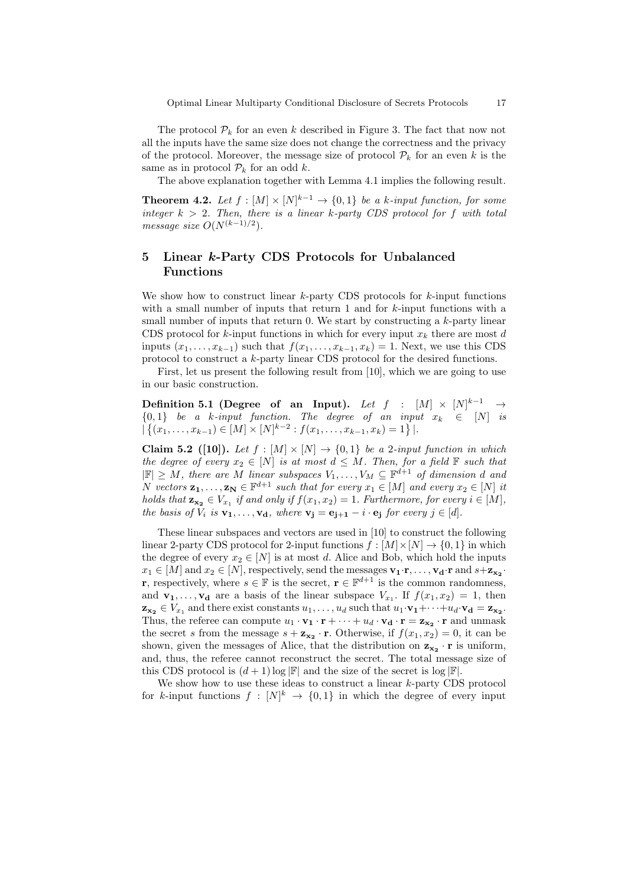The protocol $\mathcal{P}_k$ for an even $k$ described in Figure 3. The fact that now not all the inputs have the same size does not change the correctness and the privacy of the protocol. Moreover, the message size of protocol $\mathcal{P}_k$ for an even $k$ is the same as in protocol $\mathcal{P}_k$ for an odd $k$.

The above explanation together with Lemma 4.1 implies the following result.

**Theorem 4.2.** *Let $f : [M] \times [N]^{k-1} \to \{0,1\}$ be a $k$-input function, for some integer $k > 2$. Then, there is a linear $k$-party CDS protocol for $f$ with total message size $O(N^{(k-1)/2})$.*

## 5 Linear $k$-Party CDS Protocols for Unbalanced Functions

We show how to construct linear $k$-party CDS protocols for $k$-input functions with a small number of inputs that return 1 and for $k$-input functions with a small number of inputs that return 0. We start by constructing a $k$-party linear CDS protocol for $k$-input functions in which for every input $x_k$ there are most $d$ inputs $(x_1, \ldots, x_{k-1})$ such that $f(x_1, \ldots, x_{k-1}, x_k) = 1$. Next, we use this CDS protocol to construct a $k$-party linear CDS protocol for the desired functions.

First, let us present the following result from [10], which we are going to use in our basic construction.

**Definition 5.1 (Degree of an Input).** *Let $f : [M] \times [N]^{k-1} \to \{0,1\}$ be a $k$-input function. The degree of an input $x_k \in [N]$ is $|\{(x_1, \ldots, x_{k-1}) \in [M] \times [N]^{k-2} : f(x_1, \ldots, x_{k-1}, x_k) = 1\}|$.*

**Claim 5.2 ([10]).** *Let $f : [M] \times [N] \to \{0,1\}$ be a 2-input function in which the degree of every $x_2 \in [N]$ is at most $d \leq M$. Then, for a field $\mathbb{F}$ such that $|\mathbb{F}| \geq M$, there are $M$ linear subspaces $V_1, \ldots, V_M \subseteq \mathbb{F}^{d+1}$ of dimension $d$ and $N$ vectors $\mathbf{z_1}, \ldots, \mathbf{z_N} \in \mathbb{F}^{d+1}$ such that for every $x_1 \in [M]$ and every $x_2 \in [N]$ it holds that $\mathbf{z_{x_2}} \in V_{x_1}$ if and only if $f(x_1, x_2) = 1$. Furthermore, for every $i \in [M]$, the basis of $V_i$ is $\mathbf{v_1}, \ldots, \mathbf{v_d}$, where $\mathbf{v_j} = \mathbf{e_{j+1}} - i \cdot \mathbf{e_j}$ for every $j \in [d]$.*

These linear subspaces and vectors are used in [10] to construct the following linear 2-party CDS protocol for 2-input functions $f : [M] \times [N] \to \{0,1\}$ in which the degree of every $x_2 \in [N]$ is at most $d$. Alice and Bob, which hold the inputs $x_1 \in [M]$ and $x_2 \in [N]$, respectively, send the messages $\mathbf{v_1} \cdot \mathbf{r}, \ldots, \mathbf{v_d} \cdot \mathbf{r}$ and $s + \mathbf{z_{x_2}} \cdot \mathbf{r}$, respectively, where $s \in \mathbb{F}$ is the secret, $\mathbf{r} \in \mathbb{F}^{d+1}$ is the common randomness, and $\mathbf{v_1}, \ldots, \mathbf{v_d}$ are a basis of the linear subspace $V_{x_1}$. If $f(x_1, x_2) = 1$, then $\mathbf{z_{x_2}} \in V_{x_1}$ and there exist constants $u_1, \ldots, u_d$ such that $u_1 \cdot \mathbf{v_1} + \cdots + u_d \cdot \mathbf{v_d} = \mathbf{z_{x_2}}$. Thus, the referee can compute $u_1 \cdot \mathbf{v_1} \cdot \mathbf{r} + \cdots + u_d \cdot \mathbf{v_d} \cdot \mathbf{r} = \mathbf{z_{x_2}} \cdot \mathbf{r}$ and unmask the secret $s$ from the message $s + \mathbf{z_{x_2}} \cdot \mathbf{r}$. Otherwise, if $f(x_1, x_2) = 0$, it can be shown, given the messages of Alice, that the distribution on $\mathbf{z_{x_2}} \cdot \mathbf{r}$ is uniform, and, thus, the referee cannot reconstruct the secret. The total message size of this CDS protocol is $(d+1) \log |\mathbb{F}|$ and the size of the secret is $\log |\mathbb{F}|$.

We show how to use these ideas to construct a linear $k$-party CDS protocol for $k$-input functions $f : [N]^k \to \{0,1\}$ in which the degree of every input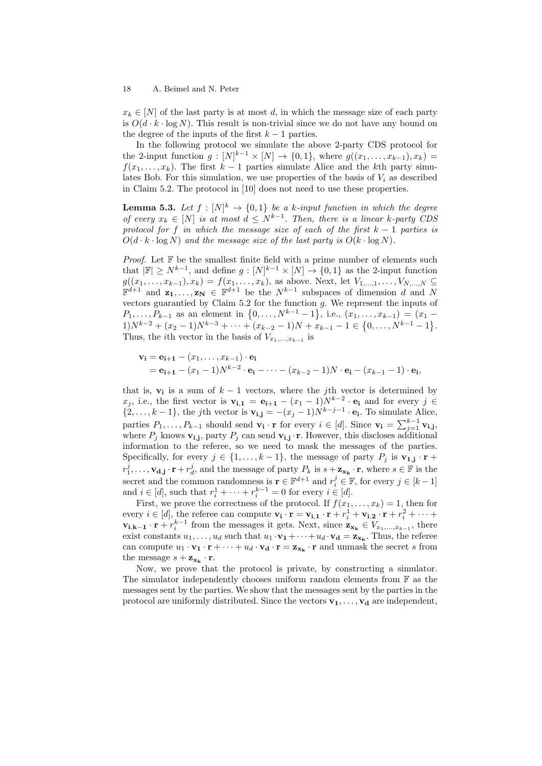$x_k \in [N]$ of the last party is at most $d$, in which the message size of each party is $O(d \cdot k \cdot \log N)$. This result is non-trivial since we do not have any bound on the degree of the inputs of the first $k-1$ parties.

In the following protocol we simulate the above 2-party CDS protocol for the 2-input function $g : [N]^{k-1} \times [N] \to \{0,1\}$, where $g((x_1,\ldots,x_{k-1}),x_k) = f(x_1,\ldots,x_k)$. The first $k-1$ parties simulate Alice and the $k$th party simulates Bob. For this simulation, we use properties of the basis of $V_i$ as described in Claim 5.2. The protocol in [10] does not need to use these properties.

**Lemma 5.3.** *Let $f : [N]^k \to \{0,1\}$ be a $k$-input function in which the degree of every $x_k \in [N]$ is at most $d \leq N^{k-1}$. Then, there is a linear $k$-party CDS protocol for $f$ in which the message size of each of the first $k-1$ parties is $O(d \cdot k \cdot \log N)$ and the message size of the last party is $O(k \cdot \log N)$.*

*Proof.* Let $\mathbb{F}$ be the smallest finite field with a prime number of elements such that $|\mathbb{F}| \geq N^{k-1}$, and define $g : [N]^{k-1} \times [N] \to \{0,1\}$ as the 2-input function $g((x_1,\ldots,x_{k-1}),x_k) = f(x_1,\ldots,x_k)$, as above. Next, let $V_{1,\ldots,1},\ldots,V_{N,\ldots,N} \subseteq \mathbb{F}^{d+1}$ and $\mathbf{z_1},\ldots,\mathbf{z_N} \in \mathbb{F}^{d+1}$ be the $N^{k-1}$ subspaces of dimension $d$ and $N$ vectors guarantied by Claim 5.2 for the function $g$. We represent the inputs of $P_1,\ldots,P_{k-1}$ as an element in $\{0,\ldots,N^{k-1}-1\}$, i.e., $(x_1,\ldots,x_{k-1}) = (x_1 - 1)N^{k-2} + (x_2-1)N^{k-3} + \cdots + (x_{k-2}-1)N + x_{k-1} - 1 \in \{0,\ldots,N^{k-1}-1\}$. Thus, the $i$th vector in the basis of $V_{x_1,\ldots,x_{k-1}}$ is

$$
\begin{aligned}
\mathbf{v_i} &= \mathbf{e_{i+1}} - (x_1,\ldots,x_{k-1}) \cdot \mathbf{e_i} \\
&= \mathbf{e_{i+1}} - (x_1-1)N^{k-2} \cdot \mathbf{e_i} - \cdots - (x_{k-2}-1)N \cdot \mathbf{e_i} - (x_{k-1}-1) \cdot \mathbf{e_i},
\end{aligned}
$$

that is, $\mathbf{v_i}$ is a sum of $k-1$ vectors, where the $j$th vector is determined by $x_j$, i.e., the first vector is $\mathbf{v_{i,1}} = \mathbf{e_{i+1}} - (x_1-1)N^{k-2} \cdot \mathbf{e_i}$ and for every $j \in \{2,\ldots,k-1\}$, the $j$th vector is $\mathbf{v_{i,j}} = -(x_j-1)N^{k-j-1} \cdot \mathbf{e_i}$. To simulate Alice, parties $P_1,\ldots,P_{k-1}$ should send $\mathbf{v_i} \cdot \mathbf{r}$ for every $i \in [d]$. Since $\mathbf{v_i} = \sum_{j=1}^{k-1} \mathbf{v_{i,j}}$, where $P_j$ knows $\mathbf{v_{i,j}}$, party $P_j$ can send $\mathbf{v_{i,j}} \cdot \mathbf{r}$. However, this discloses additional information to the referee, so we need to mask the messages of the parties. Specifically, for every $j \in \{1,\ldots,k-1\}$, the message of party $P_j$ is $\mathbf{v_{1,j}} \cdot \mathbf{r} + r_1^j,\ldots,\mathbf{v_{d,j}} \cdot \mathbf{r} + r_d^j$, and the message of party $P_k$ is $s + \mathbf{z_{x_k}} \cdot \mathbf{r}$, where $s \in \mathbb{F}$ is the secret and the common randomness is $\mathbf{r} \in \mathbb{F}^{d+1}$ and $r_i^j \in \mathbb{F}$, for every $j \in [k-1]$ and $i \in [d]$, such that $r_i^1 + \cdots + r_i^{k-1} = 0$ for every $i \in [d]$.

First, we prove the correctness of the protocol. If $f(x_1,\ldots,x_k) = 1$, then for every $i \in [d]$, the referee can compute $\mathbf{v_i} \cdot \mathbf{r} = \mathbf{v_{i,1}} \cdot \mathbf{r} + r_i^1 + \mathbf{v_{i,2}} \cdot \mathbf{r} + r_i^2 + \cdots + \mathbf{v_{i,k-1}} \cdot \mathbf{r} + r_i^{k-1}$ from the messages it gets. Next, since $\mathbf{z_{x_k}} \in V_{x_1,\ldots,x_{k-1}}$, there exist constants $u_1,\ldots,u_d$ such that $u_1 \cdot \mathbf{v_1} + \cdots + u_d \cdot \mathbf{v_d} = \mathbf{z_{x_k}}$. Thus, the referee can compute $u_1 \cdot \mathbf{v_1} \cdot \mathbf{r} + \cdots + u_d \cdot \mathbf{v_d} \cdot \mathbf{r} = \mathbf{z_{x_k}} \cdot \mathbf{r}$ and unmask the secret $s$ from the message $s + \mathbf{z_{x_k}} \cdot \mathbf{r}$.

Now, we prove that the protocol is private, by constructing a simulator. The simulator independently chooses uniform random elements from $\mathbb{F}$ as the messages sent by the parties. We show that the messages sent by the parties in the protocol are uniformly distributed. Since the vectors $\mathbf{v_1},\ldots,\mathbf{v_d}$ are independent,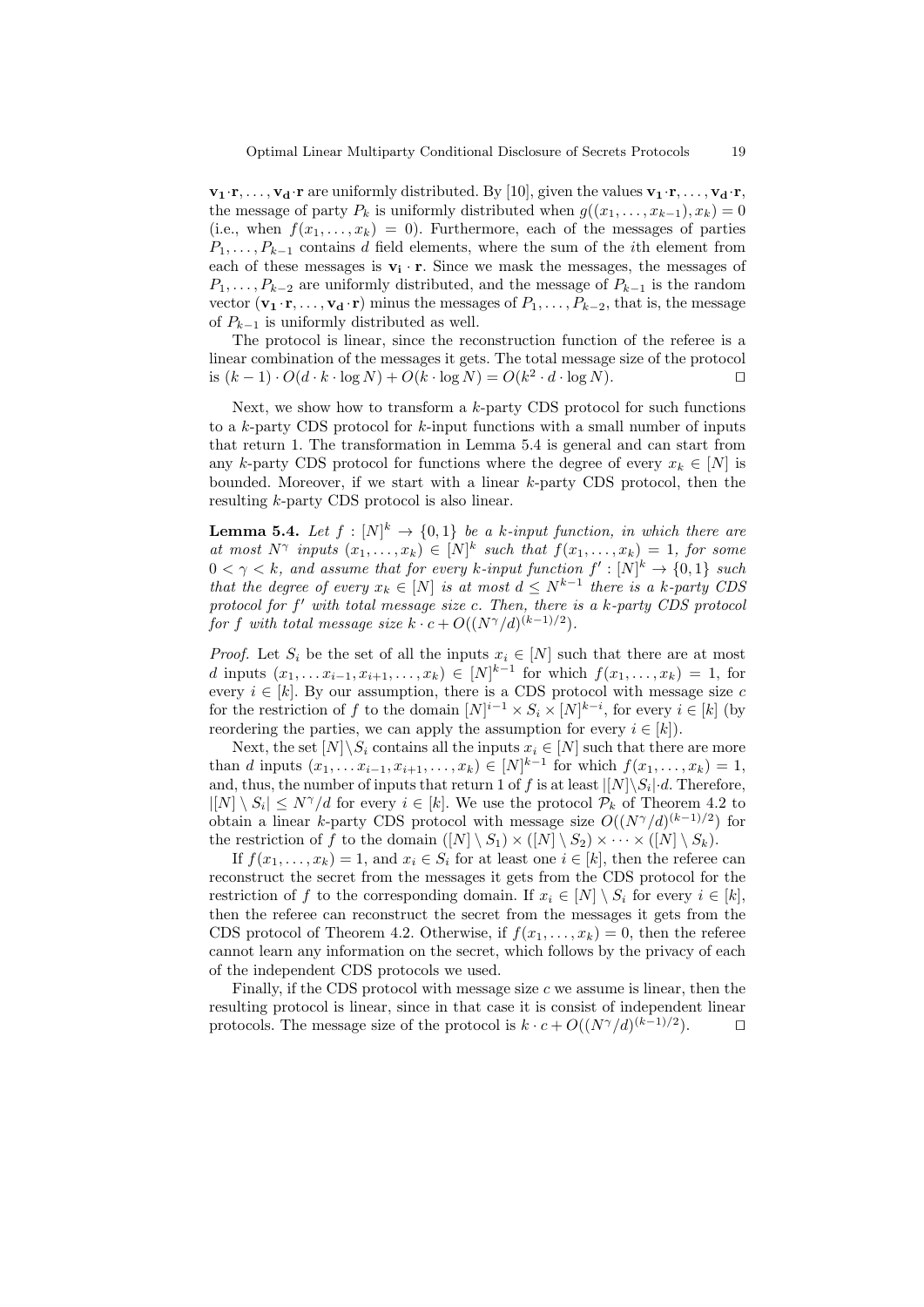$\mathbf{v_1} \cdot \mathbf{r}, \ldots, \mathbf{v_d} \cdot \mathbf{r}$ are uniformly distributed. By [10], given the values $\mathbf{v_1} \cdot \mathbf{r}, \ldots, \mathbf{v_d} \cdot \mathbf{r}$, the message of party $P_k$ is uniformly distributed when $g((x_1, \ldots, x_{k-1}), x_k) = 0$ (i.e., when $f(x_1, \ldots, x_k) = 0$). Furthermore, each of the messages of parties $P_1, \ldots, P_{k-1}$ contains $d$ field elements, where the sum of the $i$th element from each of these messages is $\mathbf{v_i} \cdot \mathbf{r}$. Since we mask the messages, the messages of $P_1, \ldots, P_{k-2}$ are uniformly distributed, and the message of $P_{k-1}$ is the random vector $(\mathbf{v_1} \cdot \mathbf{r}, \ldots, \mathbf{v_d} \cdot \mathbf{r})$ minus the messages of $P_1, \ldots, P_{k-2}$, that is, the message of $P_{k-1}$ is uniformly distributed as well.

The protocol is linear, since the reconstruction function of the referee is a linear combination of the messages it gets. The total message size of the protocol is $(k-1) \cdot O(d \cdot k \cdot \log N) + O(k \cdot \log N) = O(k^2 \cdot d \cdot \log N)$. ◻

Next, we show how to transform a $k$-party CDS protocol for such functions to a $k$-party CDS protocol for $k$-input functions with a small number of inputs that return 1. The transformation in Lemma 5.4 is general and can start from any $k$-party CDS protocol for functions where the degree of every $x_k \in [N]$ is bounded. Moreover, if we start with a linear $k$-party CDS protocol, then the resulting $k$-party CDS protocol is also linear.

**Lemma 5.4.** *Let $f : [N]^k \to \{0, 1\}$ be a $k$-input function, in which there are at most $N^\gamma$ inputs $(x_1, \ldots, x_k) \in [N]^k$ such that $f(x_1, \ldots, x_k) = 1$, for some $0 < \gamma < k$, and assume that for every $k$-input function $f' : [N]^k \to \{0, 1\}$ such that the degree of every $x_k \in [N]$ is at most $d \leq N^{k-1}$ there is a $k$-party CDS protocol for $f'$ with total message size $c$. Then, there is a $k$-party CDS protocol for $f$ with total message size $k \cdot c + O((N^\gamma/d)^{(k-1)/2})$.*

*Proof.* Let $S_i$ be the set of all the inputs $x_i \in [N]$ such that there are at most $d$ inputs $(x_1, \ldots x_{i-1}, x_{i+1}, \ldots, x_k) \in [N]^{k-1}$ for which $f(x_1, \ldots, x_k) = 1$, for every $i \in [k]$. By our assumption, there is a CDS protocol with message size $c$ for the restriction of $f$ to the domain $[N]^{i-1} \times S_i \times [N]^{k-i}$, for every $i \in [k]$ (by reordering the parties, we can apply the assumption for every $i \in [k]$).

Next, the set $[N] \setminus S_i$ contains all the inputs $x_i \in [N]$ such that there are more than $d$ inputs $(x_1, \ldots x_{i-1}, x_{i+1}, \ldots, x_k) \in [N]^{k-1}$ for which $f(x_1, \ldots, x_k) = 1$, and, thus, the number of inputs that return 1 of $f$ is at least $|[N] \setminus S_i| \cdot d$. Therefore, $|[N] \setminus S_i| \leq N^\gamma/d$ for every $i \in [k]$. We use the protocol $\mathcal{P}_k$ of Theorem 4.2 to obtain a linear $k$-party CDS protocol with message size $O((N^\gamma/d)^{(k-1)/2})$ for the restriction of $f$ to the domain $([N] \setminus S_1) \times ([N] \setminus S_2) \times \cdots \times ([N] \setminus S_k)$.

If $f(x_1, \ldots, x_k) = 1$, and $x_i \in S_i$ for at least one $i \in [k]$, then the referee can reconstruct the secret from the messages it gets from the CDS protocol for the restriction of $f$ to the corresponding domain. If $x_i \in [N] \setminus S_i$ for every $i \in [k]$, then the referee can reconstruct the secret from the messages it gets from the CDS protocol of Theorem 4.2. Otherwise, if $f(x_1, \ldots, x_k) = 0$, then the referee cannot learn any information on the secret, which follows by the privacy of each of the independent CDS protocols we used.

Finally, if the CDS protocol with message size $c$ we assume is linear, then the resulting protocol is linear, since in that case it is consist of independent linear protocols. The message size of the protocol is $k \cdot c + O((N^\gamma/d)^{(k-1)/2})$. ◻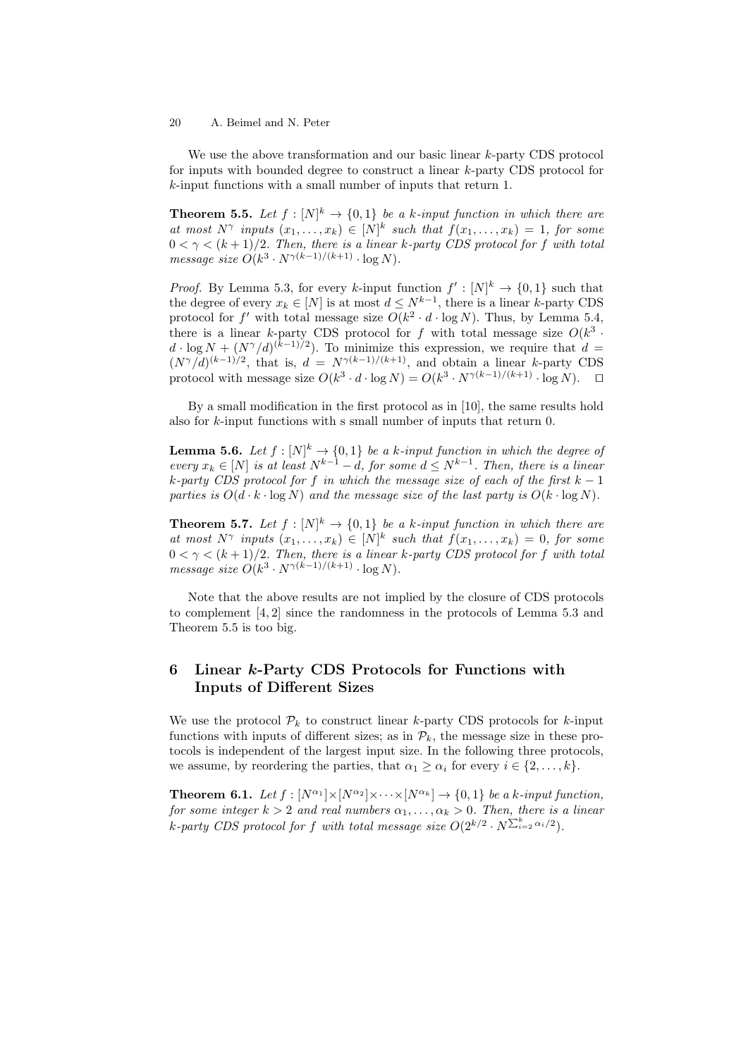We use the above transformation and our basic linear $k$-party CDS protocol for inputs with bounded degree to construct a linear $k$-party CDS protocol for $k$-input functions with a small number of inputs that return 1.

**Theorem 5.5.** *Let $f : [N]^k \to \{0,1\}$ be a $k$-input function in which there are at most $N^\gamma$ inputs $(x_1, \ldots, x_k) \in [N]^k$ such that $f(x_1, \ldots, x_k) = 1$, for some $0 < \gamma < (k+1)/2$. Then, there is a linear $k$-party CDS protocol for $f$ with total message size $O(k^3 \cdot N^{\gamma(k-1)/(k+1)} \cdot \log N)$.*

*Proof.* By Lemma 5.3, for every $k$-input function $f' : [N]^k \to \{0,1\}$ such that the degree of every $x_k \in [N]$ is at most $d \leq N^{k-1}$, there is a linear $k$-party CDS protocol for $f'$ with total message size $O(k^2 \cdot d \cdot \log N)$. Thus, by Lemma 5.4, there is a linear $k$-party CDS protocol for $f$ with total message size $O(k^3 \cdot d \cdot \log N + (N^\gamma/d)^{(k-1)/2})$. To minimize this expression, we require that $d = (N^\gamma/d)^{(k-1)/2}$, that is, $d = N^{\gamma(k-1)/(k+1)}$, and obtain a linear $k$-party CDS protocol with message size $O(k^3 \cdot d \cdot \log N) = O(k^3 \cdot N^{\gamma(k-1)/(k+1)} \cdot \log N)$. $\square$

By a small modification in the first protocol as in [10], the same results hold also for $k$-input functions with s small number of inputs that return 0.

**Lemma 5.6.** *Let $f : [N]^k \to \{0,1\}$ be a $k$-input function in which the degree of every $x_k \in [N]$ is at least $N^{k-1} - d$, for some $d \leq N^{k-1}$. Then, there is a linear $k$-party CDS protocol for $f$ in which the message size of each of the first $k-1$ parties is $O(d \cdot k \cdot \log N)$ and the message size of the last party is $O(k \cdot \log N)$.*

**Theorem 5.7.** *Let $f : [N]^k \to \{0,1\}$ be a $k$-input function in which there are at most $N^\gamma$ inputs $(x_1, \ldots, x_k) \in [N]^k$ such that $f(x_1, \ldots, x_k) = 0$, for some $0 < \gamma < (k+1)/2$. Then, there is a linear $k$-party CDS protocol for $f$ with total message size $O(k^3 \cdot N^{\gamma(k-1)/(k+1)} \cdot \log N)$.*

Note that the above results are not implied by the closure of CDS protocols to complement [4, 2] since the randomness in the protocols of Lemma 5.3 and Theorem 5.5 is too big.

## 6 Linear $k$-Party CDS Protocols for Functions with Inputs of Different Sizes

We use the protocol $\mathcal{P}_k$ to construct linear $k$-party CDS protocols for $k$-input functions with inputs of different sizes; as in $\mathcal{P}_k$, the message size in these protocols is independent of the largest input size. In the following three protocols, we assume, by reordering the parties, that $\alpha_1 \geq \alpha_i$ for every $i \in \{2, \ldots, k\}$.

**Theorem 6.1.** *Let $f : [N^{\alpha_1}] \times [N^{\alpha_2}] \times \cdots \times [N^{\alpha_k}] \to \{0,1\}$ be a $k$-input function, for some integer $k > 2$ and real numbers $\alpha_1, \ldots, \alpha_k > 0$. Then, there is a linear $k$-party CDS protocol for $f$ with total message size $O(2^{k/2} \cdot N^{\sum_{i=2}^{k} \alpha_i/2})$.*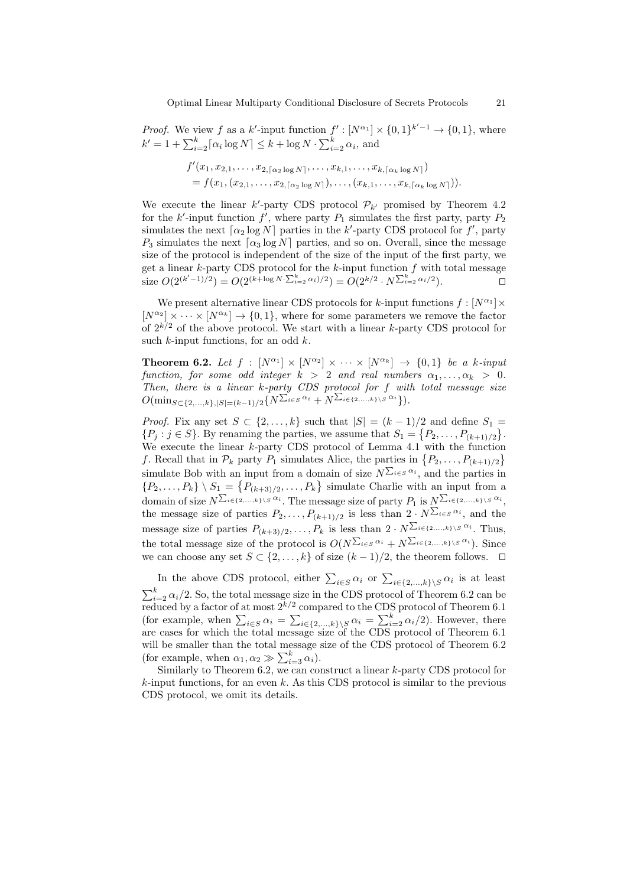*Proof.* We view $f$ as a $k'$-input function $f' : [N^{\alpha_1}] \times \{0,1\}^{k'-1} \to \{0,1\}$, where $k' = 1 + \sum_{i=2}^{k} \lceil \alpha_i \log N \rceil \leq k + \log N \cdot \sum_{i=2}^{k} \alpha_i$, and

$$
\begin{aligned}
&f'(x_1, x_{2,1}, \ldots, x_{2,\lceil \alpha_2 \log N \rceil}, \ldots, x_{k,1}, \ldots, x_{k,\lceil \alpha_k \log N \rceil}) \\
&= f(x_1, (x_{2,1}, \ldots, x_{2,\lceil \alpha_2 \log N \rceil}), \ldots, (x_{k,1}, \ldots, x_{k,\lceil \alpha_k \log N \rceil})).
\end{aligned}
$$

We execute the linear $k'$-party CDS protocol $\mathcal{P}_{k'}$ promised by Theorem 4.2 for the $k'$-input function $f'$, where party $P_1$ simulates the first party, party $P_2$ simulates the next $\lceil \alpha_2 \log N \rceil$ parties in the $k'$-party CDS protocol for $f'$, party $P_3$ simulates the next $\lceil \alpha_3 \log N \rceil$ parties, and so on. Overall, since the message size of the protocol is independent of the size of the input of the first party, we get a linear $k$-party CDS protocol for the $k$-input function $f$ with total message size $O(2^{(k'-1)/2}) = O(2^{(k+\log N \cdot \sum_{i=2}^{k} \alpha_i)/2}) = O(2^{k/2} \cdot N^{\sum_{i=2}^{k} \alpha_i/2})$. $\square$

We present alternative linear CDS protocols for $k$-input functions $f : [N^{\alpha_1}] \times [N^{\alpha_2}] \times \cdots \times [N^{\alpha_k}] \to \{0,1\}$, where for some parameters we remove the factor of $2^{k/2}$ of the above protocol. We start with a linear $k$-party CDS protocol for such $k$-input functions, for an odd $k$.

**Theorem 6.2.** *Let $f : [N^{\alpha_1}] \times [N^{\alpha_2}] \times \cdots \times [N^{\alpha_k}] \to \{0,1\}$ be a $k$-input function, for some odd integer $k > 2$ and real numbers $\alpha_1, \ldots, \alpha_k > 0$. Then, there is a linear $k$-party CDS protocol for $f$ with total message size $O(\min_{S \subset \{2,\ldots,k\}, |S|=(k-1)/2} \{N^{\sum_{i \in S} \alpha_i} + N^{\sum_{i \in \{2,\ldots,k\} \setminus S} \alpha_i}\})$.*

*Proof.* Fix any set $S \subset \{2, \ldots, k\}$ such that $|S| = (k-1)/2$ and define $S_1 = \{P_j : j \in S\}$. By renaming the parties, we assume that $S_1 = \{P_2, \ldots, P_{(k+1)/2}\}$. We execute the linear $k$-party CDS protocol of Lemma 4.1 with the function $f$. Recall that in $\mathcal{P}_k$ party $P_1$ simulates Alice, the parties in $\{P_2, \ldots, P_{(k+1)/2}\}$ simulate Bob with an input from a domain of size $N^{\sum_{i \in S} \alpha_i}$, and the parties in $\{P_2, \ldots, P_k\} \setminus S_1 = \{P_{(k+3)/2}, \ldots, P_k\}$ simulate Charlie with an input from a domain of size $N^{\sum_{i \in \{2,\ldots,k\} \setminus S} \alpha_i}$. The message size of party $P_1$ is $N^{\sum_{i \in \{2,\ldots,k\} \setminus S} \alpha_i}$, the message size of parties $P_2, \ldots, P_{(k+1)/2}$ is less than $2 \cdot N^{\sum_{i \in S} \alpha_i}$, and the message size of parties $P_{(k+3)/2}, \ldots, P_k$ is less than $2 \cdot N^{\sum_{i \in \{2,\ldots,k\} \setminus S} \alpha_i}$. Thus, the total message size of the protocol is $O(N^{\sum_{i \in S} \alpha_i} + N^{\sum_{i \in \{2,\ldots,k\} \setminus S} \alpha_i})$. Since we can choose any set $S \subset \{2, \ldots, k\}$ of size $(k-1)/2$, the theorem follows. $\square$

In the above CDS protocol, either $\sum_{i \in S} \alpha_i$ or $\sum_{i \in \{2,\ldots,k\} \setminus S} \alpha_i$ is at least $\sum_{i=2}^{k} \alpha_i/2$. So, the total message size in the CDS protocol of Theorem 6.2 can be reduced by a factor of at most $2^{k/2}$ compared to the CDS protocol of Theorem 6.1 (for example, when $\sum_{i \in S} \alpha_i = \sum_{i \in \{2,\ldots,k\} \setminus S} \alpha_i = \sum_{i=2}^{k} \alpha_i/2$). However, there are cases for which the total message size of the CDS protocol of Theorem 6.1 will be smaller than the total message size of the CDS protocol of Theorem 6.2 (for example, when $\alpha_1, \alpha_2 \gg \sum_{i=3}^{k} \alpha_i$).

Similarly to Theorem 6.2, we can construct a linear $k$-party CDS protocol for $k$-input functions, for an even $k$. As this CDS protocol is similar to the previous CDS protocol, we omit its details.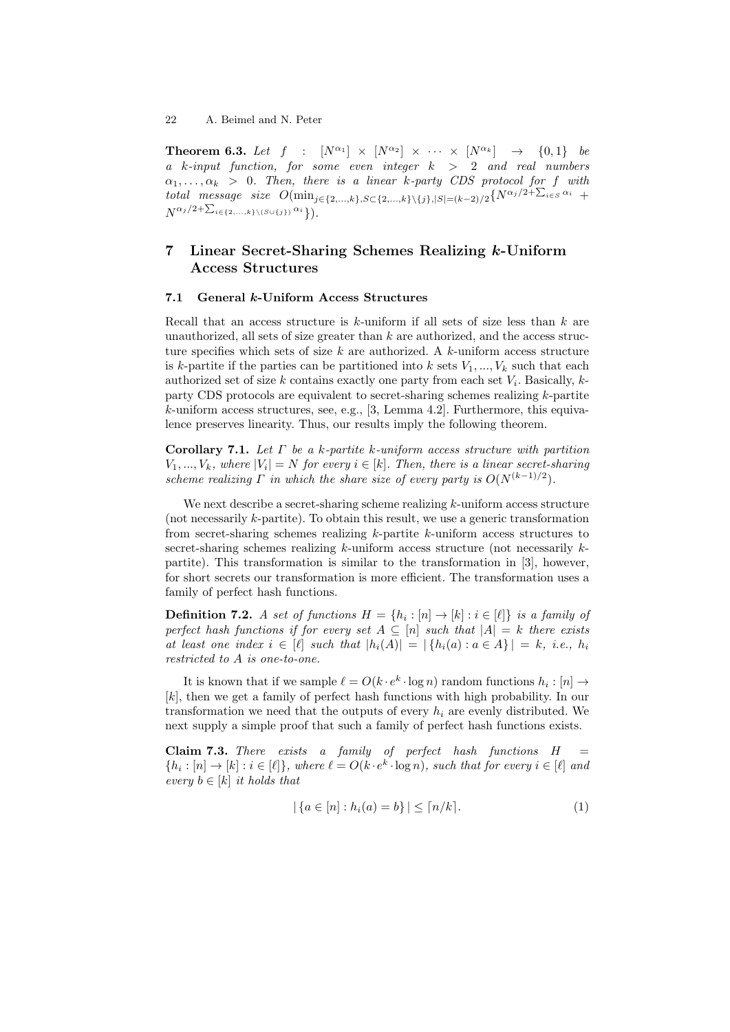**Theorem 6.3.** *Let $f : [N^{\alpha_1}] \times [N^{\alpha_2}] \times \cdots \times [N^{\alpha_k}] \to \{0,1\}$ be a $k$-input function, for some even integer $k > 2$ and real numbers $\alpha_1, \ldots, \alpha_k > 0$. Then, there is a linear $k$-party CDS protocol for $f$ with total message size $O(\min_{j \in \{2,\ldots,k\}, S \subset \{2,\ldots,k\} \setminus \{j\}, |S|=(k-2)/2} \{N^{\alpha_j/2 + \sum_{i \in S} \alpha_i} + N^{\alpha_j/2 + \sum_{i \in \{2,\ldots,k\} \setminus (S \cup \{j\})} \alpha_i}\})$.*

## 7 Linear Secret-Sharing Schemes Realizing $k$-Uniform Access Structures

### 7.1 General $k$-Uniform Access Structures

Recall that an access structure is $k$-uniform if all sets of size less than $k$ are unauthorized, all sets of size greater than $k$ are authorized, and the access structure specifies which sets of size $k$ are authorized. A $k$-uniform access structure is $k$-partite if the parties can be partitioned into $k$ sets $V_1, ..., V_k$ such that each authorized set of size $k$ contains exactly one party from each set $V_i$. Basically, $k$-party CDS protocols are equivalent to secret-sharing schemes realizing $k$-partite $k$-uniform access structures, see, e.g., [3, Lemma 4.2]. Furthermore, this equivalence preserves linearity. Thus, our results imply the following theorem.

**Corollary 7.1.** *Let $\Gamma$ be a $k$-partite $k$-uniform access structure with partition $V_1, ..., V_k$, where $|V_i| = N$ for every $i \in [k]$. Then, there is a linear secret-sharing scheme realizing $\Gamma$ in which the share size of every party is $O(N^{(k-1)/2})$.*

We next describe a secret-sharing scheme realizing $k$-uniform access structure (not necessarily $k$-partite). To obtain this result, we use a generic transformation from secret-sharing schemes realizing $k$-partite $k$-uniform access structures to secret-sharing schemes realizing $k$-uniform access structure (not necessarily $k$-partite). This transformation is similar to the transformation in [3], however, for short secrets our transformation is more efficient. The transformation uses a family of perfect hash functions.

**Definition 7.2.** *A set of functions $H = \{h_i : [n] \to [k] : i \in [\ell]\}$ is a family of perfect hash functions if for every set $A \subseteq [n]$ such that $|A| = k$ there exists at least one index $i \in [\ell]$ such that $|h_i(A)| = |\{h_i(a) : a \in A\}| = k$, i.e., $h_i$ restricted to $A$ is one-to-one.*

It is known that if we sample $\ell = O(k \cdot e^k \cdot \log n)$ random functions $h_i : [n] \to [k]$, then we get a family of perfect hash functions with high probability. In our transformation we need that the outputs of every $h_i$ are evenly distributed. We next supply a simple proof that such a family of perfect hash functions exists.

**Claim 7.3.** *There exists a family of perfect hash functions $H = \{h_i : [n] \to [k] : i \in [\ell]\}$, where $\ell = O(k \cdot e^k \cdot \log n)$, such that for every $i \in [\ell]$ and every $b \in [k]$ it holds that*

$$|\{a \in [n] : h_i(a) = b\}| \leq \lceil n/k \rceil. \tag{1}$$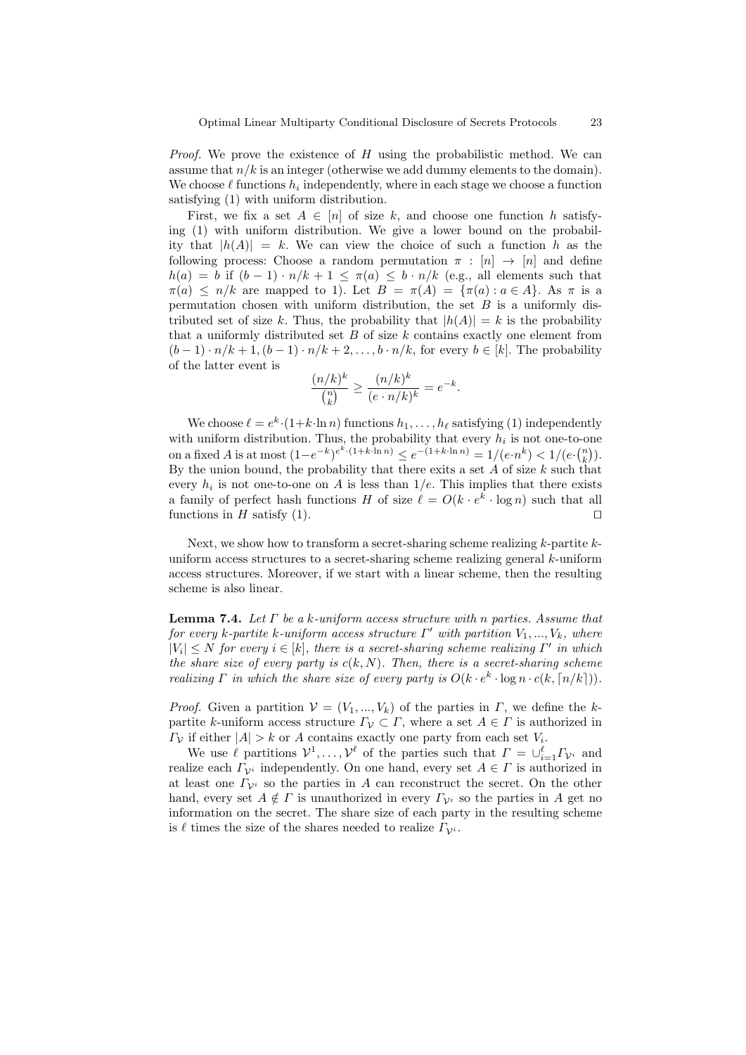*Proof.* We prove the existence of $H$ using the probabilistic method. We can assume that $n/k$ is an integer (otherwise we add dummy elements to the domain). We choose $\ell$ functions $h_i$ independently, where in each stage we choose a function satisfying (1) with uniform distribution.

First, we fix a set $A \in [n]$ of size $k$, and choose one function $h$ satisfying (1) with uniform distribution. We give a lower bound on the probability that $|h(A)| = k$. We can view the choice of such a function $h$ as the following process: Choose a random permutation $\pi : [n] \to [n]$ and define $h(a) = b$ if $(b-1) \cdot n/k + 1 \leq \pi(a) \leq b \cdot n/k$ (e.g., all elements such that $\pi(a) \leq n/k$ are mapped to 1). Let $B = \pi(A) = \{\pi(a) : a \in A\}$. As $\pi$ is a permutation chosen with uniform distribution, the set $B$ is a uniformly distributed set of size $k$. Thus, the probability that $|h(A)| = k$ is the probability that a uniformly distributed set $B$ of size $k$ contains exactly one element from $(b-1) \cdot n/k + 1, (b-1) \cdot n/k + 2, \ldots, b \cdot n/k$, for every $b \in [k]$. The probability of the latter event is

$$\frac{(n/k)^k}{\binom{n}{k}} \geq \frac{(n/k)^k}{(e \cdot n/k)^k} = e^{-k}.$$

We choose $\ell = e^k \cdot (1 + k \cdot \ln n)$ functions $h_1, \ldots, h_\ell$ satisfying (1) independently with uniform distribution. Thus, the probability that every $h_i$ is not one-to-one on a fixed $A$ is at most $(1 - e^{-k})^{e^k \cdot (1 + k \cdot \ln n)} \leq e^{-(1 + k \cdot \ln n)} = 1/(e \cdot n^k) < 1/(e \cdot \binom{n}{k})$. By the union bound, the probability that there exits a set $A$ of size $k$ such that every $h_i$ is not one-to-one on $A$ is less than $1/e$. This implies that there exists a family of perfect hash functions $H$ of size $\ell = O(k \cdot e^k \cdot \log n)$ such that all functions in $H$ satisfy (1). $\square$

Next, we show how to transform a secret-sharing scheme realizing $k$-partite $k$-uniform access structures to a secret-sharing scheme realizing general $k$-uniform access structures. Moreover, if we start with a linear scheme, then the resulting scheme is also linear.

**Lemma 7.4.** *Let $\Gamma$ be a $k$-uniform access structure with $n$ parties. Assume that for every $k$-partite $k$-uniform access structure $\Gamma'$ with partition $V_1, ..., V_k$, where $|V_i| \leq N$ for every $i \in [k]$, there is a secret-sharing scheme realizing $\Gamma'$ in which the share size of every party is $c(k, N)$. Then, there is a secret-sharing scheme realizing $\Gamma$ in which the share size of every party is $O(k \cdot e^k \cdot \log n \cdot c(k, \lceil n/k \rceil))$.*

*Proof.* Given a partition $\mathcal{V} = (V_1, ..., V_k)$ of the parties in $\Gamma$, we define the $k$-partite $k$-uniform access structure $\Gamma_{\mathcal{V}} \subset \Gamma$, where a set $A \in \Gamma$ is authorized in $\Gamma_{\mathcal{V}}$ if either $|A| > k$ or $A$ contains exactly one party from each set $V_i$.

We use $\ell$ partitions $\mathcal{V}^1, \ldots, \mathcal{V}^\ell$ of the parties such that $\Gamma = \cup_{i=1}^{\ell} \Gamma_{\mathcal{V}^i}$ and realize each $\Gamma_{\mathcal{V}^i}$ independently. On one hand, every set $A \in \Gamma$ is authorized in at least one $\Gamma_{\mathcal{V}^i}$ so the parties in $A$ can reconstruct the secret. On the other hand, every set $A \notin \Gamma$ is unauthorized in every $\Gamma_{\mathcal{V}^i}$ so the parties in $A$ get no information on the secret. The share size of each party in the resulting scheme is $\ell$ times the size of the shares needed to realize $\Gamma_{\mathcal{V}^i}$.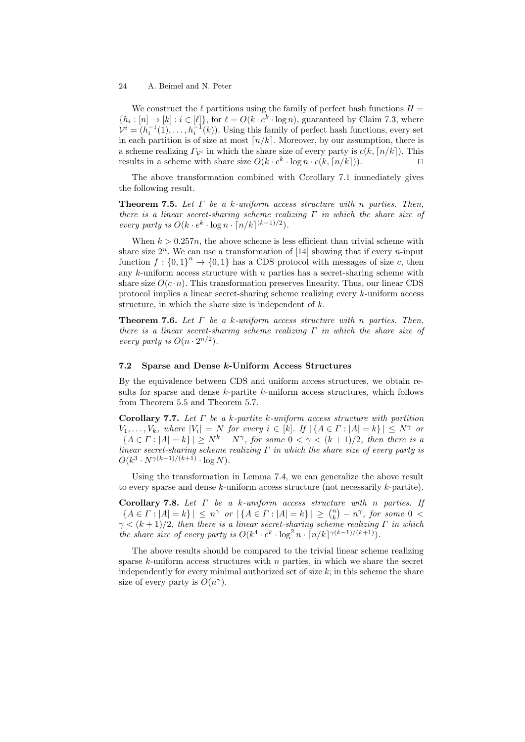We construct the $\ell$ partitions using the family of perfect hash functions $H = \{h_i : [n] \to [k] : i \in [\ell]\}$, for $\ell = O(k \cdot e^k \cdot \log n)$, guaranteed by Claim 7.3, where $\mathcal{V}^i = (h_i^{-1}(1), \ldots, h_i^{-1}(k))$. Using this family of perfect hash functions, every set in each partition is of size at most $\lceil n/k \rceil$. Moreover, by our assumption, there is a scheme realizing $\Gamma_{\mathcal{V}^i}$ in which the share size of every party is $c(k, \lceil n/k \rceil)$. This results in a scheme with share size $O(k \cdot e^k \cdot \log n \cdot c(k, \lceil n/k \rceil))$. □

The above transformation combined with Corollary 7.1 immediately gives the following result.

**Theorem 7.5.** *Let $\Gamma$ be a $k$-uniform access structure with $n$ parties. Then, there is a linear secret-sharing scheme realizing $\Gamma$ in which the share size of every party is $O(k \cdot e^k \cdot \log n \cdot \lceil n/k \rceil^{(k-1)/2})$.*

When $k > 0.257n$, the above scheme is less efficient than trivial scheme with share size $2^n$. We can use a transformation of [14] showing that if every $n$-input function $f : \{0,1\}^n \to \{0,1\}$ has a CDS protocol with messages of size $c$, then any $k$-uniform access structure with $n$ parties has a secret-sharing scheme with share size $O(c \cdot n)$. This transformation preserves linearity. Thus, our linear CDS protocol implies a linear secret-sharing scheme realizing every $k$-uniform access structure, in which the share size is independent of $k$.

**Theorem 7.6.** *Let $\Gamma$ be a $k$-uniform access structure with $n$ parties. Then, there is a linear secret-sharing scheme realizing $\Gamma$ in which the share size of every party is $O(n \cdot 2^{n/2})$.*

### 7.2 Sparse and Dense $k$-Uniform Access Structures

By the equivalence between CDS and uniform access structures, we obtain results for sparse and dense $k$-partite $k$-uniform access structures, which follows from Theorem 5.5 and Theorem 5.7.

**Corollary 7.7.** *Let $\Gamma$ be a $k$-partite $k$-uniform access structure with partition $V_1, \ldots, V_k$, where $|V_i| = N$ for every $i \in [k]$. If $|\{A \in \Gamma : |A| = k\}| \leq N^\gamma$ or $|\{A \in \Gamma : |A| = k\}| \geq N^k - N^\gamma$, for some $0 < \gamma < (k+1)/2$, then there is a linear secret-sharing scheme realizing $\Gamma$ in which the share size of every party is $O(k^3 \cdot N^{\gamma(k-1)/(k+1)} \cdot \log N)$.*

Using the transformation in Lemma 7.4, we can generalize the above result to every sparse and dense $k$-uniform access structure (not necessarily $k$-partite).

**Corollary 7.8.** *Let $\Gamma$ be a $k$-uniform access structure with $n$ parties. If $|\{A \in \Gamma : |A| = k\}| \leq n^\gamma$ or $|\{A \in \Gamma : |A| = k\}| \geq \binom{n}{k} - n^\gamma$, for some $0 < \gamma < (k+1)/2$, then there is a linear secret-sharing scheme realizing $\Gamma$ in which the share size of every party is $O(k^4 \cdot e^k \cdot \log^2 n \cdot \lceil n/k \rceil^{\gamma(k-1)/(k+1)})$.*

The above results should be compared to the trivial linear scheme realizing sparse $k$-uniform access structures with $n$ parties, in which we share the secret independently for every minimal authorized set of size $k$; in this scheme the share size of every party is $O(n^\gamma)$.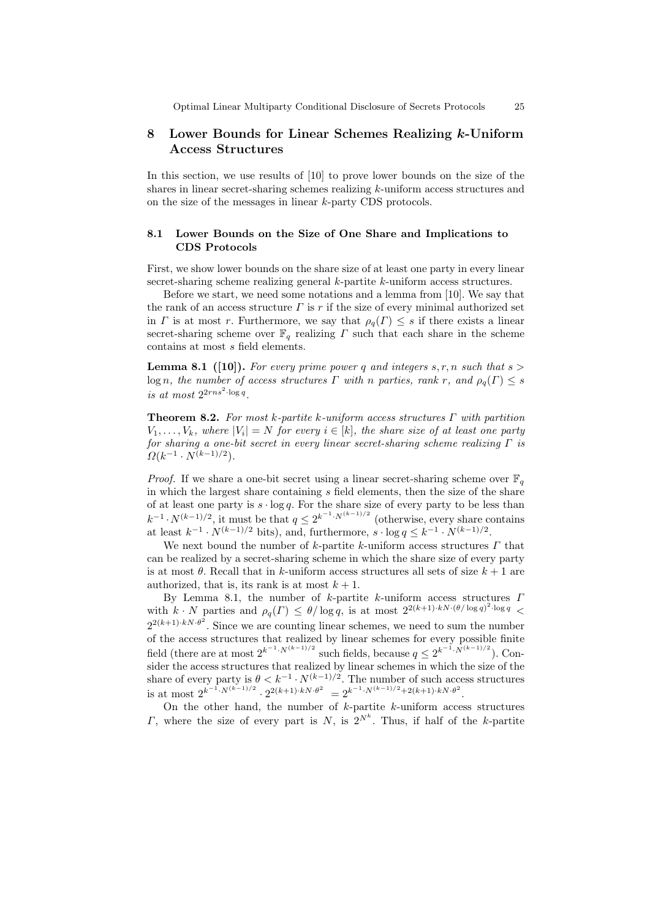## 8 Lower Bounds for Linear Schemes Realizing $k$-Uniform Access Structures

In this section, we use results of [10] to prove lower bounds on the size of the shares in linear secret-sharing schemes realizing $k$-uniform access structures and on the size of the messages in linear $k$-party CDS protocols.

### 8.1 Lower Bounds on the Size of One Share and Implications to CDS Protocols

First, we show lower bounds on the share size of at least one party in every linear secret-sharing scheme realizing general $k$-partite $k$-uniform access structures.

Before we start, we need some notations and a lemma from [10]. We say that the rank of an access structure $\Gamma$ is $r$ if the size of every minimal authorized set in $\Gamma$ is at most $r$. Furthermore, we say that $\rho_q(\Gamma) \leq s$ if there exists a linear secret-sharing scheme over $\mathbb{F}_q$ realizing $\Gamma$ such that each share in the scheme contains at most $s$ field elements.

**Lemma 8.1 ([10]).** *For every prime power $q$ and integers $s, r, n$ such that $s > \log n$, the number of access structures $\Gamma$ with $n$ parties, rank $r$, and $\rho_q(\Gamma) \leq s$ is at most $2^{2rns^2 \cdot \log q}$.*

**Theorem 8.2.** *For most $k$-partite $k$-uniform access structures $\Gamma$ with partition $V_1, \ldots, V_k$, where $|V_i| = N$ for every $i \in [k]$, the share size of at least one party for sharing a one-bit secret in every linear secret-sharing scheme realizing $\Gamma$ is $\Omega(k^{-1} \cdot N^{(k-1)/2})$.*

*Proof.* If we share a one-bit secret using a linear secret-sharing scheme over $\mathbb{F}_q$ in which the largest share containing $s$ field elements, then the size of the share of at least one party is $s \cdot \log q$. For the share size of every party to be less than $k^{-1} \cdot N^{(k-1)/2}$, it must be that $q \leq 2^{k^{-1} \cdot N^{(k-1)/2}}$ (otherwise, every share contains at least $k^{-1} \cdot N^{(k-1)/2}$ bits), and, furthermore, $s \cdot \log q \leq k^{-1} \cdot N^{(k-1)/2}$.

We next bound the number of $k$-partite $k$-uniform access structures $\Gamma$ that can be realized by a secret-sharing scheme in which the share size of every party is at most $\theta$. Recall that in $k$-uniform access structures all sets of size $k+1$ are authorized, that is, its rank is at most $k+1$.

By Lemma 8.1, the number of $k$-partite $k$-uniform access structures $\Gamma$ with $k \cdot N$ parties and $\rho_q(\Gamma) \leq \theta / \log q$, is at most $2^{2(k+1) \cdot kN \cdot (\theta/\log q)^2 \cdot \log q} < 2^{2(k+1) \cdot kN \cdot \theta^2}$. Since we are counting linear schemes, we need to sum the number of the access structures that realized by linear schemes for every possible finite field (there are at most $2^{k^{-1} \cdot N^{(k-1)/2}}$ such fields, because $q \leq 2^{k^{-1} \cdot N^{(k-1)/2}}$). Consider the access structures that realized by linear schemes in which the size of the share of every party is $\theta < k^{-1} \cdot N^{(k-1)/2}$. The number of such access structures is at most $2^{k^{-1} \cdot N^{(k-1)/2}} \cdot 2^{2(k+1) \cdot kN \cdot \theta^2} = 2^{k^{-1} \cdot N^{(k-1)/2} + 2(k+1) \cdot kN \cdot \theta^2}$.

On the other hand, the number of $k$-partite $k$-uniform access structures $\Gamma$, where the size of every part is $N$, is $2^{N^k}$. Thus, if half of the $k$-partite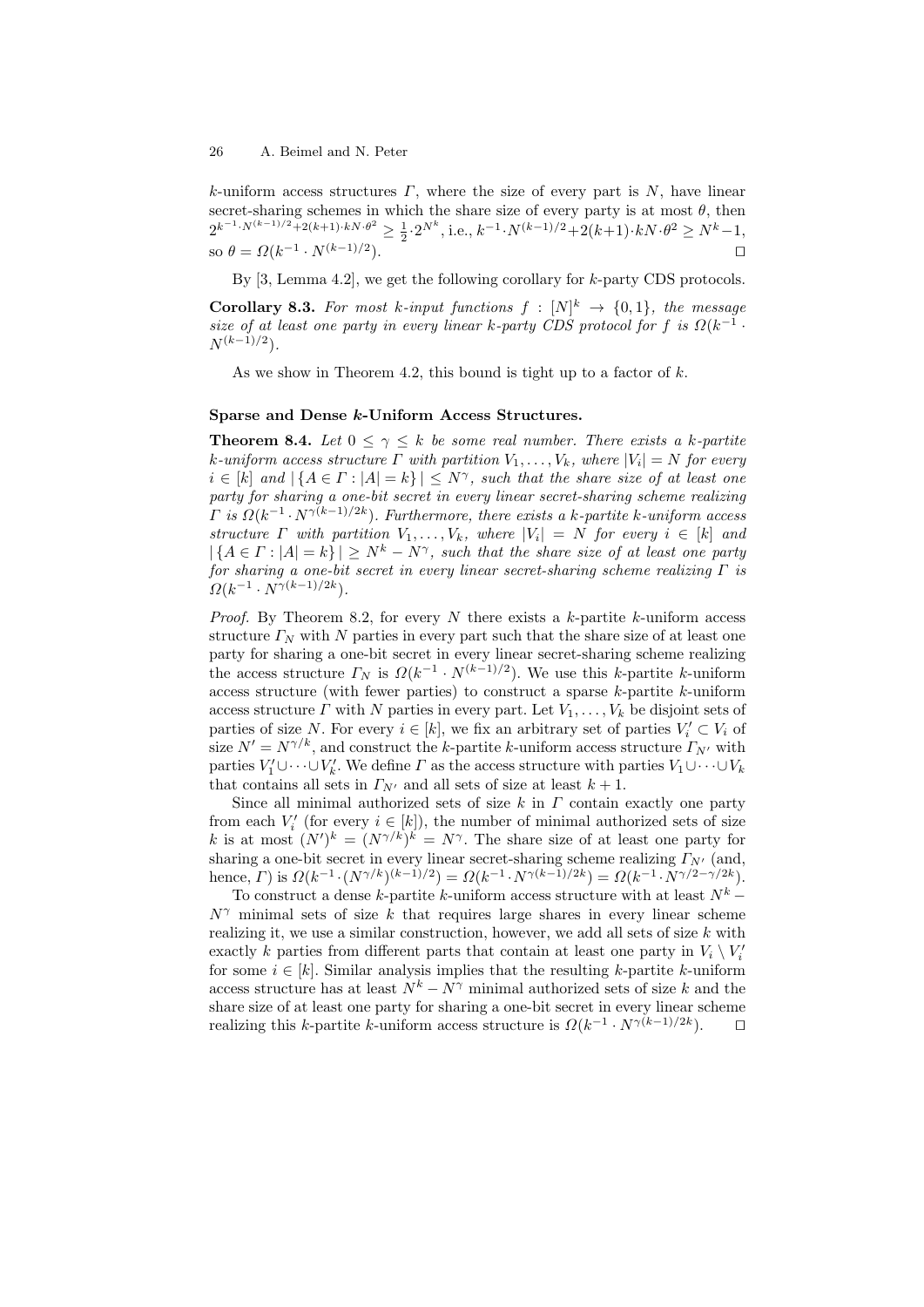$k$-uniform access structures $\Gamma$, where the size of every part is $N$, have linear secret-sharing schemes in which the share size of every party is at most $\theta$, then $2^{k^{-1} \cdot N^{(k-1)/2} + 2(k+1) \cdot kN \cdot \theta^2} \geq \frac{1}{2} \cdot 2^{N^k}$, i.e., $k^{-1} \cdot N^{(k-1)/2} + 2(k+1) \cdot kN \cdot \theta^2 \geq N^k - 1$, so $\theta = \Omega(k^{-1} \cdot N^{(k-1)/2})$. ◻

By [3, Lemma 4.2], we get the following corollary for $k$-party CDS protocols.

**Corollary 8.3.** *For most $k$-input functions $f : [N]^k \to \{0,1\}$, the message size of at least one party in every linear $k$-party CDS protocol for $f$ is $\Omega(k^{-1} \cdot N^{(k-1)/2})$.*

As we show in Theorem 4.2, this bound is tight up to a factor of $k$.

**Sparse and Dense $k$-Uniform Access Structures.**

**Theorem 8.4.** *Let $0 \leq \gamma \leq k$ be some real number. There exists a $k$-partite $k$-uniform access structure $\Gamma$ with partition $V_1, \dots, V_k$, where $|V_i| = N$ for every $i \in [k]$ and $|\{A \in \Gamma : |A| = k\}| \leq N^\gamma$, such that the share size of at least one party for sharing a one-bit secret in every linear secret-sharing scheme realizing $\Gamma$ is $\Omega(k^{-1} \cdot N^{\gamma(k-1)/2k})$. Furthermore, there exists a $k$-partite $k$-uniform access structure $\Gamma$ with partition $V_1, \dots, V_k$, where $|V_i| = N$ for every $i \in [k]$ and $|\{A \in \Gamma : |A| = k\}| \geq N^k - N^\gamma$, such that the share size of at least one party for sharing a one-bit secret in every linear secret-sharing scheme realizing $\Gamma$ is $\Omega(k^{-1} \cdot N^{\gamma(k-1)/2k})$.*

*Proof.* By Theorem 8.2, for every $N$ there exists a $k$-partite $k$-uniform access structure $\Gamma_N$ with $N$ parties in every part such that the share size of at least one party for sharing a one-bit secret in every linear secret-sharing scheme realizing the access structure $\Gamma_N$ is $\Omega(k^{-1} \cdot N^{(k-1)/2})$. We use this $k$-partite $k$-uniform access structure (with fewer parties) to construct a sparse $k$-partite $k$-uniform access structure $\Gamma$ with $N$ parties in every part. Let $V_1, \dots, V_k$ be disjoint sets of parties of size $N$. For every $i \in [k]$, we fix an arbitrary set of parties $V'_i \subset V_i$ of size $N' = N^{\gamma/k}$, and construct the $k$-partite $k$-uniform access structure $\Gamma_{N'}$ with parties $V'_1 \cup \dots \cup V'_k$. We define $\Gamma$ as the access structure with parties $V_1 \cup \dots \cup V_k$ that contains all sets in $\Gamma_{N'}$ and all sets of size at least $k+1$.

Since all minimal authorized sets of size $k$ in $\Gamma$ contain exactly one party from each $V'_i$ (for every $i \in [k]$), the number of minimal authorized sets of size $k$ is at most $(N')^k = (N^{\gamma/k})^k = N^\gamma$. The share size of at least one party for sharing a one-bit secret in every linear secret-sharing scheme realizing $\Gamma_{N'}$ (and, hence, $\Gamma$) is $\Omega(k^{-1} \cdot (N^{\gamma/k})^{(k-1)/2}) = \Omega(k^{-1} \cdot N^{\gamma(k-1)/2k}) = \Omega(k^{-1} \cdot N^{\gamma/2 - \gamma/2k})$.

To construct a dense $k$-partite $k$-uniform access structure with at least $N^k - N^\gamma$ minimal sets of size $k$ that requires large shares in every linear scheme realizing it, we use a similar construction, however, we add all sets of size $k$ with exactly $k$ parties from different parts that contain at least one party in $V_i \setminus V'_i$ for some $i \in [k]$. Similar analysis implies that the resulting $k$-partite $k$-uniform access structure has at least $N^k - N^\gamma$ minimal authorized sets of size $k$ and the share size of at least one party for sharing a one-bit secret in every linear scheme realizing this $k$-partite $k$-uniform access structure is $\Omega(k^{-1} \cdot N^{\gamma(k-1)/2k})$. ◻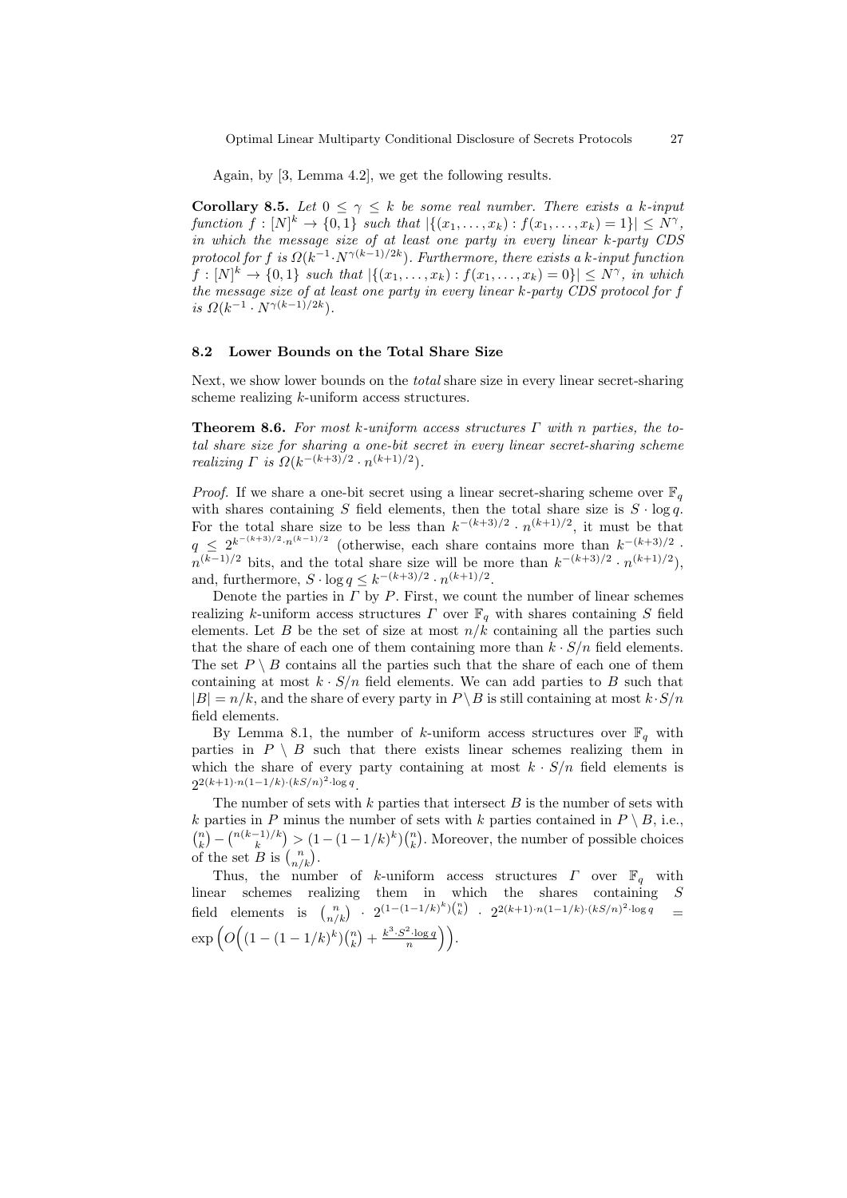Again, by [3, Lemma 4.2], we get the following results.

**Corollary 8.5.** *Let $0 \leq \gamma \leq k$ be some real number. There exists a $k$-input function $f : [N]^k \to \{0,1\}$ such that $|\{(x_1,\ldots,x_k) : f(x_1,\ldots,x_k) = 1\}| \leq N^\gamma$, in which the message size of at least one party in every linear $k$-party CDS protocol for $f$ is $\Omega(k^{-1} \cdot N^{\gamma(k-1)/2k})$. Furthermore, there exists a $k$-input function $f : [N]^k \to \{0,1\}$ such that $|\{(x_1,\ldots,x_k) : f(x_1,\ldots,x_k) = 0\}| \leq N^\gamma$, in which the message size of at least one party in every linear $k$-party CDS protocol for $f$ is $\Omega(k^{-1} \cdot N^{\gamma(k-1)/2k})$.*

### 8.2 Lower Bounds on the Total Share Size

Next, we show lower bounds on the *total* share size in every linear secret-sharing scheme realizing $k$-uniform access structures.

**Theorem 8.6.** *For most $k$-uniform access structures $\Gamma$ with $n$ parties, the total share size for sharing a one-bit secret in every linear secret-sharing scheme realizing $\Gamma$ is $\Omega(k^{-(k+3)/2} \cdot n^{(k+1)/2})$.*

*Proof.* If we share a one-bit secret using a linear secret-sharing scheme over $\mathbb{F}_q$ with shares containing $S$ field elements, then the total share size is $S \cdot \log q$. For the total share size to be less than $k^{-(k+3)/2} \cdot n^{(k+1)/2}$, it must be that $q \leq 2^{k^{-(k+3)/2} \cdot n^{(k-1)/2}}$ (otherwise, each share contains more than $k^{-(k+3)/2} \cdot n^{(k-1)/2}$ bits, and the total share size will be more than $k^{-(k+3)/2} \cdot n^{(k+1)/2}$), and, furthermore, $S \cdot \log q \leq k^{-(k+3)/2} \cdot n^{(k+1)/2}$.

Denote the parties in $\Gamma$ by $P$. First, we count the number of linear schemes realizing $k$-uniform access structures $\Gamma$ over $\mathbb{F}_q$ with shares containing $S$ field elements. Let $B$ be the set of size at most $n/k$ containing all the parties such that the share of each one of them containing more than $k \cdot S/n$ field elements. The set $P \setminus B$ contains all the parties such that the share of each one of them containing at most $k \cdot S/n$ field elements. We can add parties to $B$ such that $|B| = n/k$, and the share of every party in $P \setminus B$ is still containing at most $k \cdot S/n$ field elements.

By Lemma 8.1, the number of $k$-uniform access structures over $\mathbb{F}_q$ with parties in $P \setminus B$ such that there exists linear schemes realizing them in which the share of every party containing at most $k \cdot S/n$ field elements is $2^{2(k+1) \cdot n(1-1/k) \cdot (kS/n)^2 \cdot \log q}$.

The number of sets with $k$ parties that intersect $B$ is the number of sets with $k$ parties in $P$ minus the number of sets with $k$ parties contained in $P \setminus B$, i.e., $\binom{n}{k} - \binom{n(k-1)/k}{k} > (1-(1-1/k)^k)\binom{n}{k}$. Moreover, the number of possible choices of the set $B$ is $\binom{n}{n/k}$.

Thus, the number of $k$-uniform access structures $\Gamma$ over $\mathbb{F}_q$ with linear schemes realizing them in which the shares containing $S$ field elements is $\binom{n}{n/k} \cdot 2^{(1-(1-1/k)^k)\binom{n}{k}} \cdot 2^{2(k+1) \cdot n(1-1/k) \cdot (kS/n)^2 \cdot \log q} = \exp\left(O\Big((1-(1-1/k)^k)\binom{n}{k} + \frac{k^3 \cdot S^2 \cdot \log q}{n}\Big)\right)$.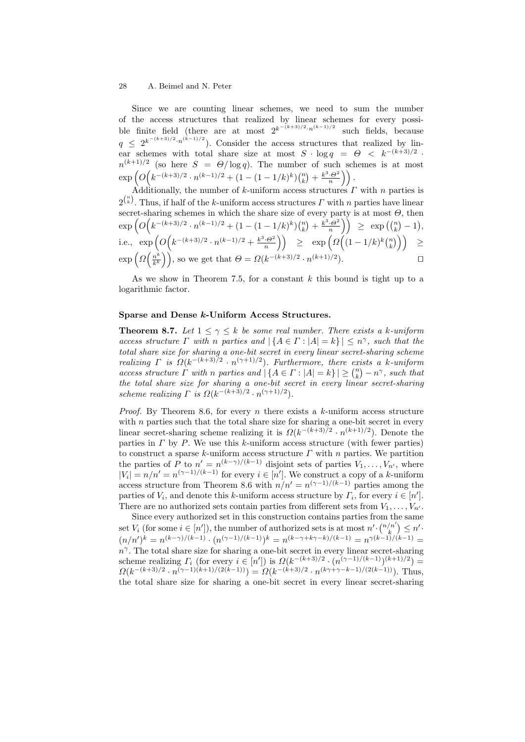Since we are counting linear schemes, we need to sum the number of the access structures that realized by linear schemes for every possible finite field (there are at most $2^{k^{-(k+3)/2} \cdot n^{(k-1)/2}}$ such fields, because $q \leq 2^{k^{-(k+3)/2} \cdot n^{(k-1)/2}}$). Consider the access structures that realized by linear schemes with total share size at most $S \cdot \log q = \Theta < k^{-(k+3)/2} \cdot n^{(k+1)/2}$ (so here $S = \Theta / \log q$). The number of such schemes is at most $\exp\left(O\Big(k^{-(k+3)/2} \cdot n^{(k-1)/2} + (1-(1-1/k)^k)\binom{n}{k} + \frac{k^3 \cdot \Theta^2}{n}\Big)\right)$.

Additionally, the number of $k$-uniform access structures $\Gamma$ with $n$ parties is $2^{\binom{n}{k}}$. Thus, if half of the $k$-uniform access structures $\Gamma$ with $n$ parties have linear secret-sharing schemes in which the share size of every party is at most $\Theta$, then $\exp\left(O\Big(k^{-(k+3)/2} \cdot n^{(k-1)/2} + (1-(1-1/k)^k)\binom{n}{k} + \frac{k^3 \cdot \Theta^2}{n}\Big)\right) \geq \exp\left(\binom{n}{k} - 1\right)$, i.e., $\exp\left(O\Big(k^{-(k+3)/2} \cdot n^{(k-1)/2} + \frac{k^3 \cdot \Theta^2}{n}\Big)\right) \geq \exp\left(\Omega\Big((1-1/k)^k \binom{n}{k}\Big)\right) \geq \exp\left(\Omega\Big(\frac{n^k}{k^k}\Big)\right)$, so we get that $\Theta = \Omega(k^{-(k+3)/2} \cdot n^{(k+1)/2})$. $\square$

As we show in Theorem 7.5, for a constant $k$ this bound is tight up to a logarithmic factor.

### Sparse and Dense $k$-Uniform Access Structures.

**Theorem 8.7.** *Let $1 \leq \gamma \leq k$ be some real number. There exists a $k$-uniform access structure $\Gamma$ with $n$ parties and $|\{A \in \Gamma : |A| = k\}| \leq n^{\gamma}$, such that the total share size for sharing a one-bit secret in every linear secret-sharing scheme realizing $\Gamma$ is $\Omega(k^{-(k+3)/2} \cdot n^{(\gamma+1)/2})$. Furthermore, there exists a $k$-uniform access structure $\Gamma$ with $n$ parties and $|\{A \in \Gamma : |A| = k\}| \geq \binom{n}{k} - n^{\gamma}$, such that the total share size for sharing a one-bit secret in every linear secret-sharing scheme realizing $\Gamma$ is $\Omega(k^{-(k+3)/2} \cdot n^{(\gamma+1)/2})$.*

*Proof.* By Theorem 8.6, for every $n$ there exists a $k$-uniform access structure with $n$ parties such that the total share size for sharing a one-bit secret in every linear secret-sharing scheme realizing it is $\Omega(k^{-(k+3)/2} \cdot n^{(k+1)/2})$. Denote the parties in $\Gamma$ by $P$. We use this $k$-uniform access structure (with fewer parties) to construct a sparse $k$-uniform access structure $\Gamma$ with $n$ parties. We partition the parties of $P$ to $n' = n^{(k-\gamma)/(k-1)}$ disjoint sets of parties $V_1, \ldots, V_{n'}$, where $|V_i| = n/n' = n^{(\gamma-1)/(k-1)}$ for every $i \in [n']$. We construct a copy of a $k$-uniform access structure from Theorem 8.6 with $n/n' = n^{(\gamma-1)/(k-1)}$ parties among the parties of $V_i$, and denote this $k$-uniform access structure by $\Gamma_i$, for every $i \in [n']$. There are no authorized sets contain parties from different sets from $V_1, \ldots, V_{n'}$.

Since every authorized set in this construction contains parties from the same set $V_i$ (for some $i \in [n']$), the number of authorized sets is at most $n' \cdot \binom{n/n'}{k} \leq n' \cdot (n/n')^k = n^{(k-\gamma)/(k-1)} \cdot (n^{(\gamma-1)/(k-1)})^k = n^{(k-\gamma+k\gamma-k)/(k-1)} = n^{\gamma(k-1)/(k-1)} = n^{\gamma}$. The total share size for sharing a one-bit secret in every linear secret-sharing scheme realizing $\Gamma_i$ (for every $i \in [n']$) is $\Omega(k^{-(k+3)/2} \cdot (n^{(\gamma-1)/(k-1)})^{(k+1)/2}) = \Omega(k^{-(k+3)/2} \cdot n^{(\gamma-1)(k+1)/(2(k-1))}) = \Omega(k^{-(k+3)/2} \cdot n^{(k\gamma+\gamma-k-1)/(2(k-1))})$. Thus, the total share size for sharing a one-bit secret in every linear secret-sharing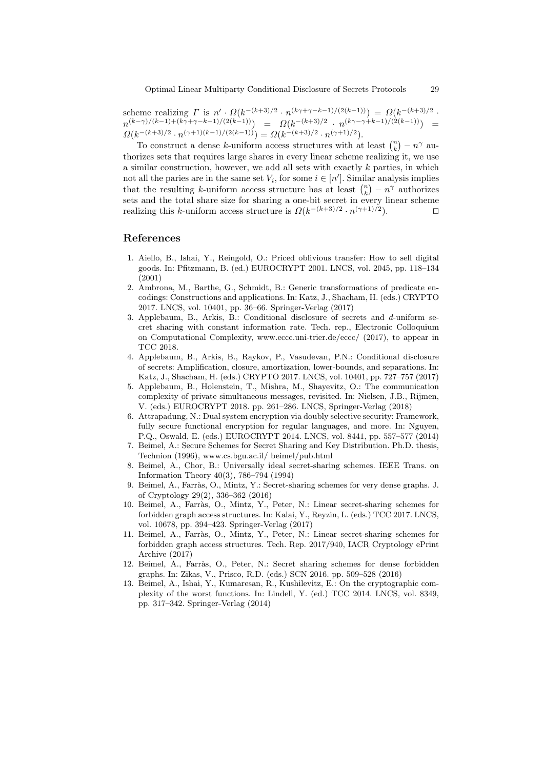scheme realizing $\Gamma$ is $n' \cdot \Omega(k^{-(k+3)/2} \cdot n^{(k\gamma+\gamma-k-1)/(2(k-1))}) = \Omega(k^{-(k+3)/2} \cdot n^{(k-\gamma)/(k-1)+(k\gamma+\gamma-k-1)/(2(k-1))}) = \Omega(k^{-(k+3)/2} \cdot n^{(k\gamma-\gamma+k-1)/(2(k-1))}) = \Omega(k^{-(k+3)/2} \cdot n^{(\gamma+1)(k-1)/(2(k-1))}) = \Omega(k^{-(k+3)/2} \cdot n^{(\gamma+1)/2})$.

To construct a dense $k$-uniform access structures with at least $\binom{n}{k} - n^{\gamma}$ authorizes sets that requires large shares in every linear scheme realizing it, we use a similar construction, however, we add all sets with exactly $k$ parties, in which not all the paries are in the same set $V_i$, for some $i \in [n']$. Similar analysis implies that the resulting $k$-uniform access structure has at least $\binom{n}{k} - n^{\gamma}$ authorizes sets and the total share size for sharing a one-bit secret in every linear scheme realizing this $k$-uniform access structure is $\Omega(k^{-(k+3)/2} \cdot n^{(\gamma+1)/2})$. $\square$

## References

1. Aiello, B., Ishai, Y., Reingold, O.: Priced oblivious transfer: How to sell digital goods. In: Pfitzmann, B. (ed.) EUROCRYPT 2001. LNCS, vol. 2045, pp. 118–134 (2001)
2. Ambrona, M., Barthe, G., Schmidt, B.: Generic transformations of predicate encodings: Constructions and applications. In: Katz, J., Shacham, H. (eds.) CRYPTO 2017. LNCS, vol. 10401, pp. 36–66. Springer-Verlag (2017)
3. Applebaum, B., Arkis, B.: Conditional disclosure of secrets and $d$-uniform secret sharing with constant information rate. Tech. rep., Electronic Colloquium on Computational Complexity, www.eccc.uni-trier.de/eccc/ (2017), to appear in TCC 2018.
4. Applebaum, B., Arkis, B., Raykov, P., Vasudevan, P.N.: Conditional disclosure of secrets: Amplification, closure, amortization, lower-bounds, and separations. In: Katz, J., Shacham, H. (eds.) CRYPTO 2017. LNCS, vol. 10401, pp. 727–757 (2017)
5. Applebaum, B., Holenstein, T., Mishra, M., Shayevitz, O.: The communication complexity of private simultaneous messages, revisited. In: Nielsen, J.B., Rijmen, V. (eds.) EUROCRYPT 2018. pp. 261–286. LNCS, Springer-Verlag (2018)
6. Attrapadung, N.: Dual system encryption via doubly selective security: Framework, fully secure functional encryption for regular languages, and more. In: Nguyen, P.Q., Oswald, E. (eds.) EUROCRYPT 2014. LNCS, vol. 8441, pp. 557–577 (2014)
7. Beimel, A.: Secure Schemes for Secret Sharing and Key Distribution. Ph.D. thesis, Technion (1996), www.cs.bgu.ac.il/ beimel/pub.html
8. Beimel, A., Chor, B.: Universally ideal secret-sharing schemes. IEEE Trans. on Information Theory 40(3), 786–794 (1994)
9. Beimel, A., Farràs, O., Mintz, Y.: Secret-sharing schemes for very dense graphs. J. of Cryptology 29(2), 336–362 (2016)
10. Beimel, A., Farràs, O., Mintz, Y., Peter, N.: Linear secret-sharing schemes for forbidden graph access structures. In: Kalai, Y., Reyzin, L. (eds.) TCC 2017. LNCS, vol. 10678, pp. 394–423. Springer-Verlag (2017)
11. Beimel, A., Farràs, O., Mintz, Y., Peter, N.: Linear secret-sharing schemes for forbidden graph access structures. Tech. Rep. 2017/940, IACR Cryptology ePrint Archive (2017)
12. Beimel, A., Farràs, O., Peter, N.: Secret sharing schemes for dense forbidden graphs. In: Zikas, V., Prisco, R.D. (eds.) SCN 2016. pp. 509–528 (2016)
13. Beimel, A., Ishai, Y., Kumaresan, R., Kushilevitz, E.: On the cryptographic complexity of the worst functions. In: Lindell, Y. (ed.) TCC 2014. LNCS, vol. 8349, pp. 317–342. Springer-Verlag (2014)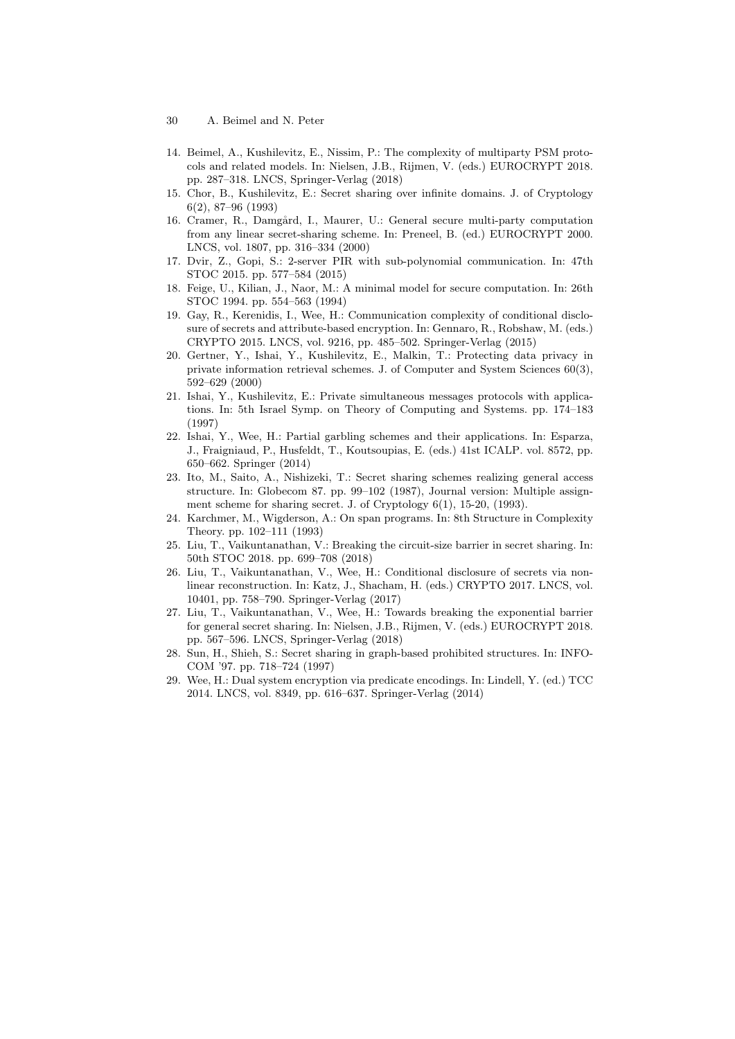14. Beimel, A., Kushilevitz, E., Nissim, P.: The complexity of multiparty PSM protocols and related models. In: Nielsen, J.B., Rijmen, V. (eds.) EUROCRYPT 2018. pp. 287–318. LNCS, Springer-Verlag (2018)
15. Chor, B., Kushilevitz, E.: Secret sharing over infinite domains. J. of Cryptology 6(2), 87–96 (1993)
16. Cramer, R., Damgård, I., Maurer, U.: General secure multi-party computation from any linear secret-sharing scheme. In: Preneel, B. (ed.) EUROCRYPT 2000. LNCS, vol. 1807, pp. 316–334 (2000)
17. Dvir, Z., Gopi, S.: 2-server PIR with sub-polynomial communication. In: 47th STOC 2015. pp. 577–584 (2015)
18. Feige, U., Kilian, J., Naor, M.: A minimal model for secure computation. In: 26th STOC 1994. pp. 554–563 (1994)
19. Gay, R., Kerenidis, I., Wee, H.: Communication complexity of conditional disclosure of secrets and attribute-based encryption. In: Gennaro, R., Robshaw, M. (eds.) CRYPTO 2015. LNCS, vol. 9216, pp. 485–502. Springer-Verlag (2015)
20. Gertner, Y., Ishai, Y., Kushilevitz, E., Malkin, T.: Protecting data privacy in private information retrieval schemes. J. of Computer and System Sciences 60(3), 592–629 (2000)
21. Ishai, Y., Kushilevitz, E.: Private simultaneous messages protocols with applications. In: 5th Israel Symp. on Theory of Computing and Systems. pp. 174–183 (1997)
22. Ishai, Y., Wee, H.: Partial garbling schemes and their applications. In: Esparza, J., Fraigniaud, P., Husfeldt, T., Koutsoupias, E. (eds.) 41st ICALP. vol. 8572, pp. 650–662. Springer (2014)
23. Ito, M., Saito, A., Nishizeki, T.: Secret sharing schemes realizing general access structure. In: Globecom 87. pp. 99–102 (1987), Journal version: Multiple assignment scheme for sharing secret. J. of Cryptology 6(1), 15-20, (1993).
24. Karchmer, M., Wigderson, A.: On span programs. In: 8th Structure in Complexity Theory. pp. 102–111 (1993)
25. Liu, T., Vaikuntanathan, V.: Breaking the circuit-size barrier in secret sharing. In: 50th STOC 2018. pp. 699–708 (2018)
26. Liu, T., Vaikuntanathan, V., Wee, H.: Conditional disclosure of secrets via non-linear reconstruction. In: Katz, J., Shacham, H. (eds.) CRYPTO 2017. LNCS, vol. 10401, pp. 758–790. Springer-Verlag (2017)
27. Liu, T., Vaikuntanathan, V., Wee, H.: Towards breaking the exponential barrier for general secret sharing. In: Nielsen, J.B., Rijmen, V. (eds.) EUROCRYPT 2018. pp. 567–596. LNCS, Springer-Verlag (2018)
28. Sun, H., Shieh, S.: Secret sharing in graph-based prohibited structures. In: INFOCOM '97. pp. 718–724 (1997)
29. Wee, H.: Dual system encryption via predicate encodings. In: Lindell, Y. (ed.) TCC 2014. LNCS, vol. 8349, pp. 616–637. Springer-Verlag (2014)